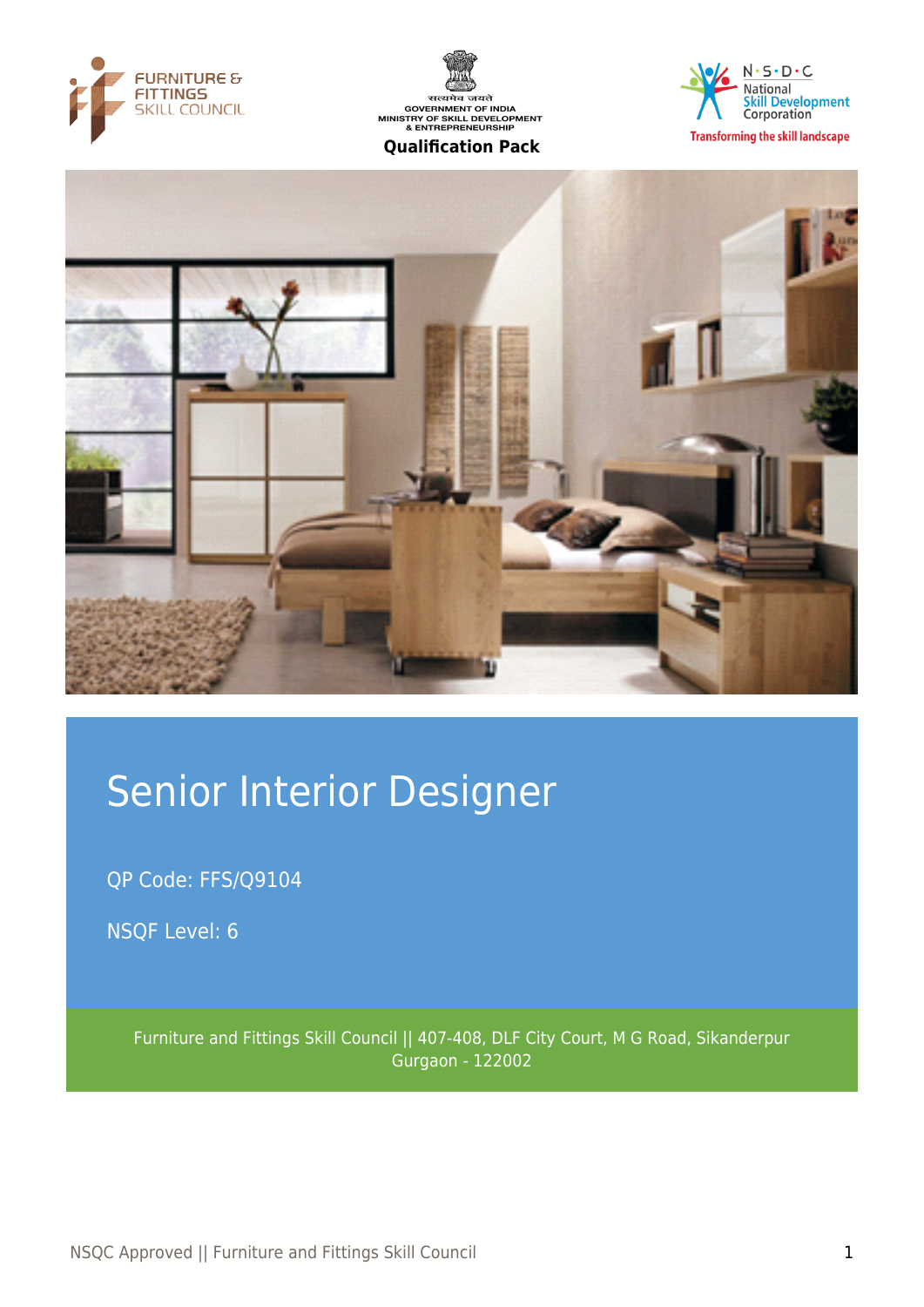FURNITURE & FITTINGS SKILL COUNCIL

सत्यमेव जयते
GOVERNMENT OF INDIA
MINISTRY OF SKILL DEVELOPMENT & ENTREPRENEURSHIP

**Qualification Pack**

N·S·D·C National Skill Development Corporation
Transforming the skill landscape

# Senior Interior Designer

QP Code: FFS/Q9104

NSQF Level: 6

Furniture and Fittings Skill Council || 407-408, DLF City Court, M G Road, Sikanderpur Gurgaon - 122002

NSQC Approved || Furniture and Fittings Skill Council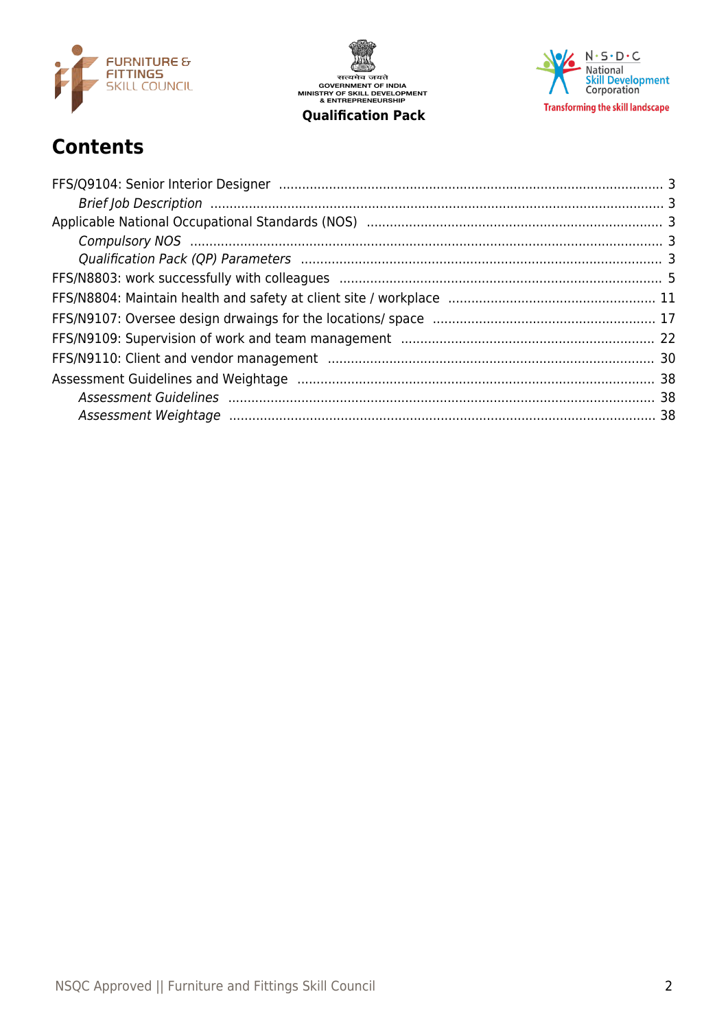## Contents

FFS/Q9104: Senior Interior Designer ........ 3

*Brief Job Description* ........ 3

Applicable National Occupational Standards (NOS) ........ 3

*Compulsory NOS* ........ 3

*Qualification Pack (QP) Parameters* ........ 3

FFS/N8803: work successfully with colleagues ........ 5

FFS/N8804: Maintain health and safety at client site / workplace ........ 11

FFS/N9107: Oversee design drwaings for the locations/ space ........ 17

FFS/N9109: Supervision of work and team management ........ 22

FFS/N9110: Client and vendor management ........ 30

Assessment Guidelines and Weightage ........ 38

*Assessment Guidelines* ........ 38

*Assessment Weightage* ........ 38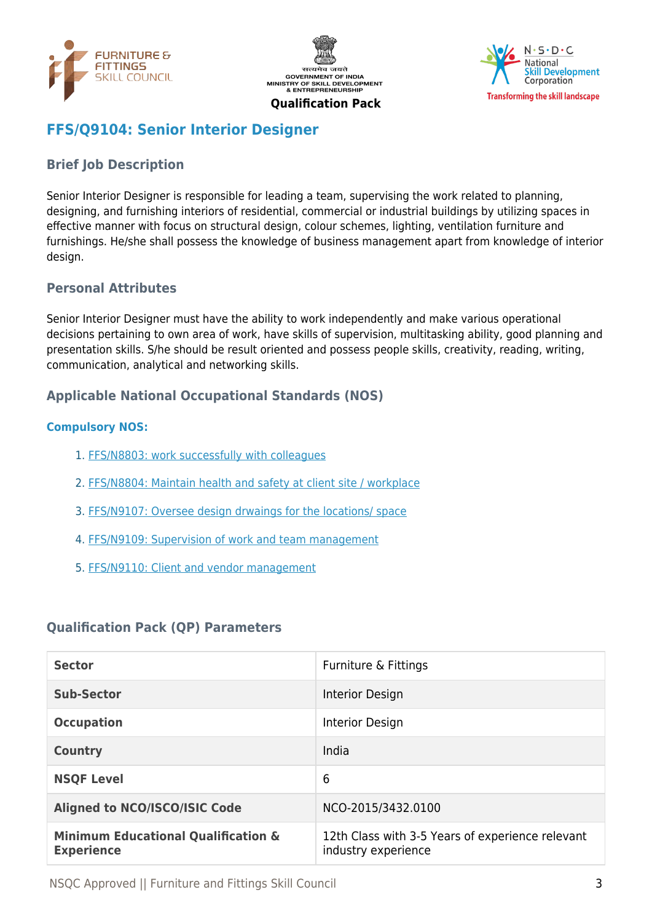Qualification Pack

# FFS/Q9104: Senior Interior Designer

## Brief Job Description

Senior Interior Designer is responsible for leading a team, supervising the work related to planning, designing, and furnishing interiors of residential, commercial or industrial buildings by utilizing spaces in effective manner with focus on structural design, colour schemes, lighting, ventilation furniture and furnishings. He/she shall possess the knowledge of business management apart from knowledge of interior design.

## Personal Attributes

Senior Interior Designer must have the ability to work independently and make various operational decisions pertaining to own area of work, have skills of supervision, multitasking ability, good planning and presentation skills. S/he should be result oriented and possess people skills, creativity, reading, writing, communication, analytical and networking skills.

## Applicable National Occupational Standards (NOS)

### Compulsory NOS:

1. FFS/N8803: work successfully with colleagues
2. FFS/N8804: Maintain health and safety at client site / workplace
3. FFS/N9107: Oversee design drwaings for the locations/ space
4. FFS/N9109: Supervision of work and team management
5. FFS/N9110: Client and vendor management

## Qualification Pack (QP) Parameters

| | |
|---|---|
| **Sector** | Furniture & Fittings |
| **Sub-Sector** | Interior Design |
| **Occupation** | Interior Design |
| **Country** | India |
| **NSQF Level** | 6 |
| **Aligned to NCO/ISCO/ISIC Code** | NCO-2015/3432.0100 |
| **Minimum Educational Qualification & Experience** | 12th Class with 3-5 Years of experience relevant industry experience |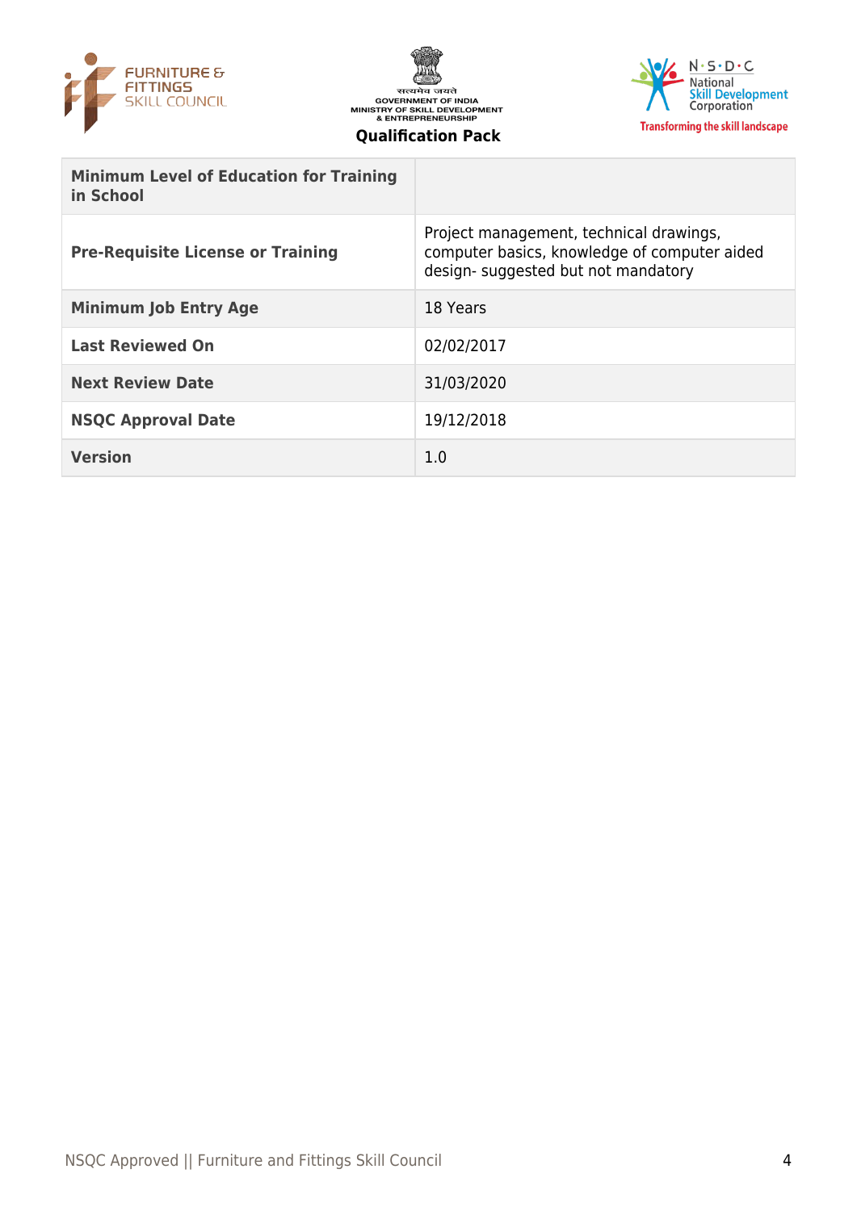| | |
|---|---|
| **Minimum Level of Education for Training in School** | |
| **Pre-Requisite License or Training** | Project management, technical drawings, computer basics, knowledge of computer aided design- suggested but not mandatory |
| **Minimum Job Entry Age** | 18 Years |
| **Last Reviewed On** | 02/02/2017 |
| **Next Review Date** | 31/03/2020 |
| **NSQC Approval Date** | 19/12/2018 |
| **Version** | 1.0 |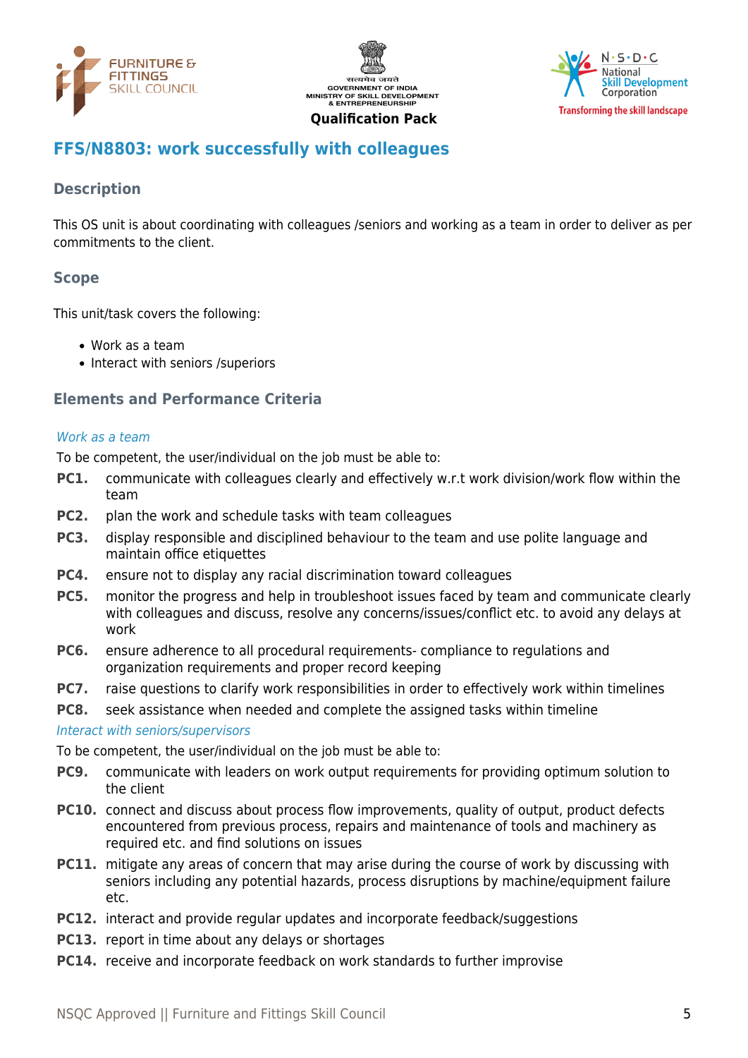## FFS/N8803: work successfully with colleagues

### Description

This OS unit is about coordinating with colleagues /seniors and working as a team in order to deliver as per commitments to the client.

### Scope

This unit/task covers the following:

- Work as a team
- Interact with seniors /superiors

### Elements and Performance Criteria

*Work as a team*

To be competent, the user/individual on the job must be able to:

**PC1.** communicate with colleagues clearly and effectively w.r.t work division/work flow within the team

**PC2.** plan the work and schedule tasks with team colleagues

**PC3.** display responsible and disciplined behaviour to the team and use polite language and maintain office etiquettes

**PC4.** ensure not to display any racial discrimination toward colleagues

**PC5.** monitor the progress and help in troubleshoot issues faced by team and communicate clearly with colleagues and discuss, resolve any concerns/issues/conflict etc. to avoid any delays at work

**PC6.** ensure adherence to all procedural requirements- compliance to regulations and organization requirements and proper record keeping

**PC7.** raise questions to clarify work responsibilities in order to effectively work within timelines

**PC8.** seek assistance when needed and complete the assigned tasks within timeline

*Interact with seniors/supervisors*

To be competent, the user/individual on the job must be able to:

**PC9.** communicate with leaders on work output requirements for providing optimum solution to the client

**PC10.** connect and discuss about process flow improvements, quality of output, product defects encountered from previous process, repairs and maintenance of tools and machinery as required etc. and find solutions on issues

**PC11.** mitigate any areas of concern that may arise during the course of work by discussing with seniors including any potential hazards, process disruptions by machine/equipment failure etc.

**PC12.** interact and provide regular updates and incorporate feedback/suggestions

**PC13.** report in time about any delays or shortages

**PC14.** receive and incorporate feedback on work standards to further improvise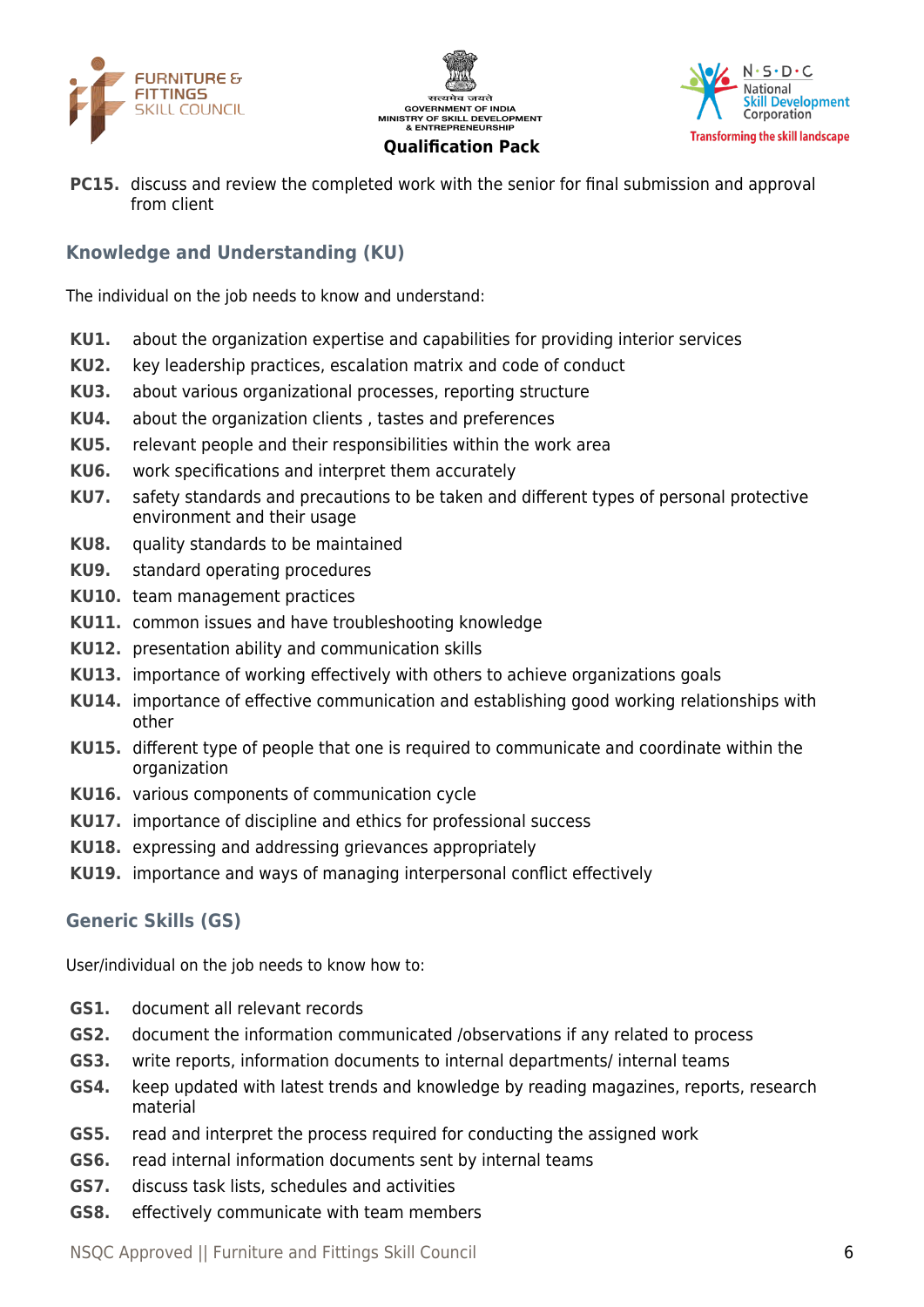**PC15.** discuss and review the completed work with the senior for final submission and approval from client

## Knowledge and Understanding (KU)

The individual on the job needs to know and understand:

**KU1.** about the organization expertise and capabilities for providing interior services
**KU2.** key leadership practices, escalation matrix and code of conduct
**KU3.** about various organizational processes, reporting structure
**KU4.** about the organization clients , tastes and preferences
**KU5.** relevant people and their responsibilities within the work area
**KU6.** work specifications and interpret them accurately
**KU7.** safety standards and precautions to be taken and different types of personal protective environment and their usage
**KU8.** quality standards to be maintained
**KU9.** standard operating procedures
**KU10.** team management practices
**KU11.** common issues and have troubleshooting knowledge
**KU12.** presentation ability and communication skills
**KU13.** importance of working effectively with others to achieve organizations goals
**KU14.** importance of effective communication and establishing good working relationships with other
**KU15.** different type of people that one is required to communicate and coordinate within the organization
**KU16.** various components of communication cycle
**KU17.** importance of discipline and ethics for professional success
**KU18.** expressing and addressing grievances appropriately
**KU19.** importance and ways of managing interpersonal conflict effectively

## Generic Skills (GS)

User/individual on the job needs to know how to:

**GS1.** document all relevant records
**GS2.** document the information communicated /observations if any related to process
**GS3.** write reports, information documents to internal departments/ internal teams
**GS4.** keep updated with latest trends and knowledge by reading magazines, reports, research material
**GS5.** read and interpret the process required for conducting the assigned work
**GS6.** read internal information documents sent by internal teams
**GS7.** discuss task lists, schedules and activities
**GS8.** effectively communicate with team members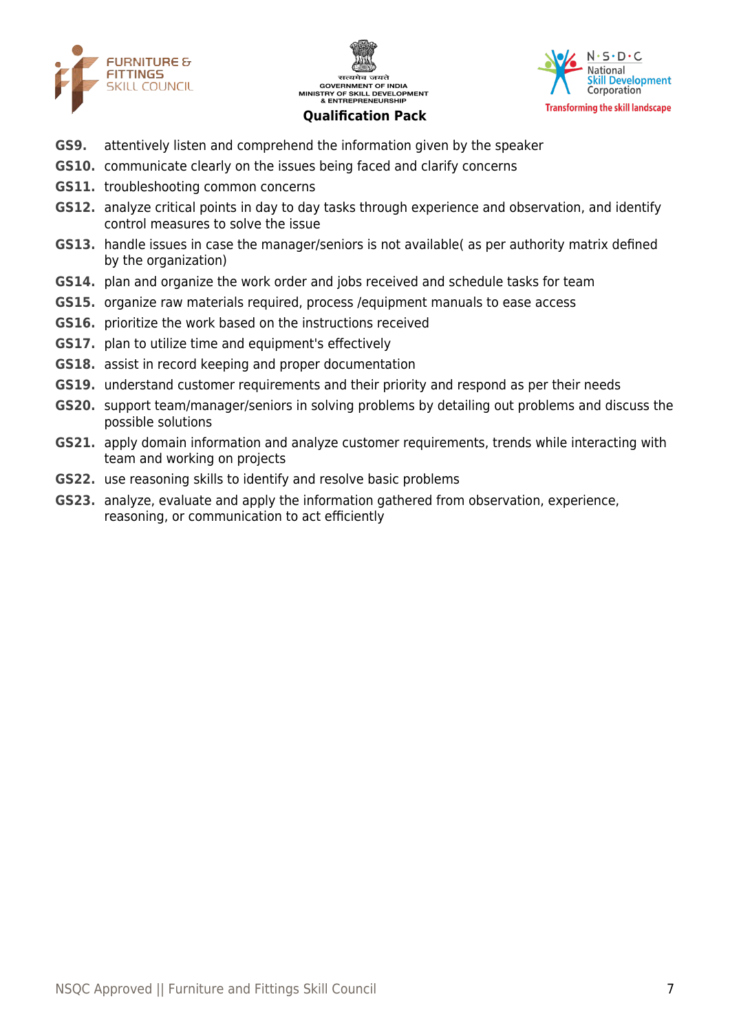**GS9.** attentively listen and comprehend the information given by the speaker

**GS10.** communicate clearly on the issues being faced and clarify concerns

**GS11.** troubleshooting common concerns

**GS12.** analyze critical points in day to day tasks through experience and observation, and identify control measures to solve the issue

**GS13.** handle issues in case the manager/seniors is not available( as per authority matrix defined by the organization)

**GS14.** plan and organize the work order and jobs received and schedule tasks for team

**GS15.** organize raw materials required, process /equipment manuals to ease access

**GS16.** prioritize the work based on the instructions received

**GS17.** plan to utilize time and equipment's effectively

**GS18.** assist in record keeping and proper documentation

**GS19.** understand customer requirements and their priority and respond as per their needs

**GS20.** support team/manager/seniors in solving problems by detailing out problems and discuss the possible solutions

**GS21.** apply domain information and analyze customer requirements, trends while interacting with team and working on projects

**GS22.** use reasoning skills to identify and resolve basic problems

**GS23.** analyze, evaluate and apply the information gathered from observation, experience, reasoning, or communication to act efficiently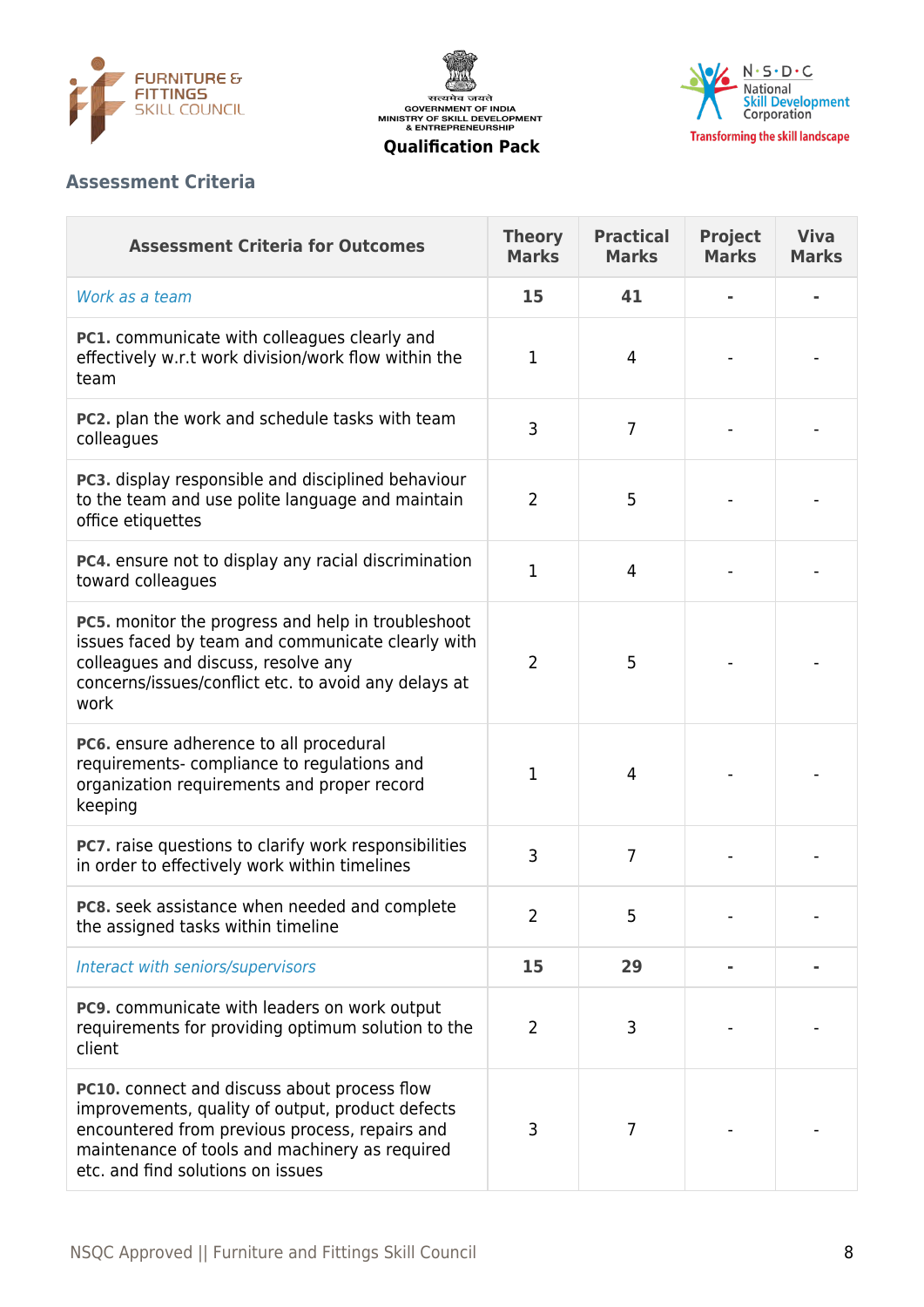## Assessment Criteria

| Assessment Criteria for Outcomes | Theory Marks | Practical Marks | Project Marks | Viva Marks |
|---|---|---|---|---|
| *Work as a team* | **15** | **41** | **-** | **-** |
| **PC1.** communicate with colleagues clearly and effectively w.r.t work division/work flow within the team | 1 | 4 | - | - |
| **PC2.** plan the work and schedule tasks with team colleagues | 3 | 7 | - | - |
| **PC3.** display responsible and disciplined behaviour to the team and use polite language and maintain office etiquettes | 2 | 5 | - | - |
| **PC4.** ensure not to display any racial discrimination toward colleagues | 1 | 4 | - | - |
| **PC5.** monitor the progress and help in troubleshoot issues faced by team and communicate clearly with colleagues and discuss, resolve any concerns/issues/conflict etc. to avoid any delays at work | 2 | 5 | - | - |
| **PC6.** ensure adherence to all procedural requirements- compliance to regulations and organization requirements and proper record keeping | 1 | 4 | - | - |
| **PC7.** raise questions to clarify work responsibilities in order to effectively work within timelines | 3 | 7 | - | - |
| **PC8.** seek assistance when needed and complete the assigned tasks within timeline | 2 | 5 | - | - |
| *Interact with seniors/supervisors* | **15** | **29** | **-** | **-** |
| **PC9.** communicate with leaders on work output requirements for providing optimum solution to the client | 2 | 3 | - | - |
| **PC10.** connect and discuss about process flow improvements, quality of output, product defects encountered from previous process, repairs and maintenance of tools and machinery as required etc. and find solutions on issues | 3 | 7 | - | - |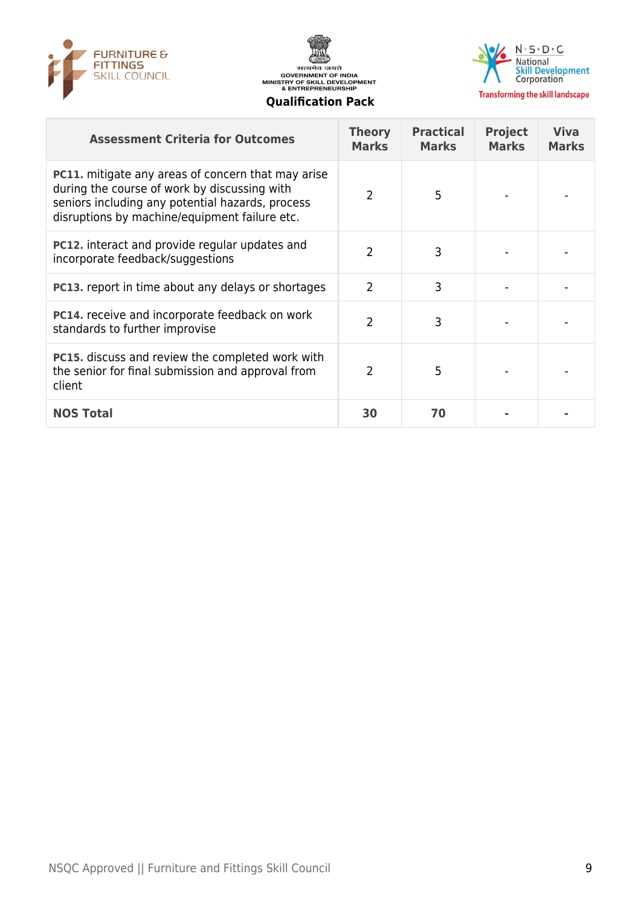| Assessment Criteria for Outcomes | Theory Marks | Practical Marks | Project Marks | Viva Marks |
|---|---|---|---|---|
| **PC11.** mitigate any areas of concern that may arise during the course of work by discussing with seniors including any potential hazards, process disruptions by machine/equipment failure etc. | 2 | 5 | - | - |
| **PC12.** interact and provide regular updates and incorporate feedback/suggestions | 2 | 3 | - | - |
| **PC13.** report in time about any delays or shortages | 2 | 3 | - | - |
| **PC14.** receive and incorporate feedback on work standards to further improvise | 2 | 3 | - | - |
| **PC15.** discuss and review the completed work with the senior for final submission and approval from client | 2 | 5 | - | - |
| **NOS Total** | **30** | **70** | **-** | **-** |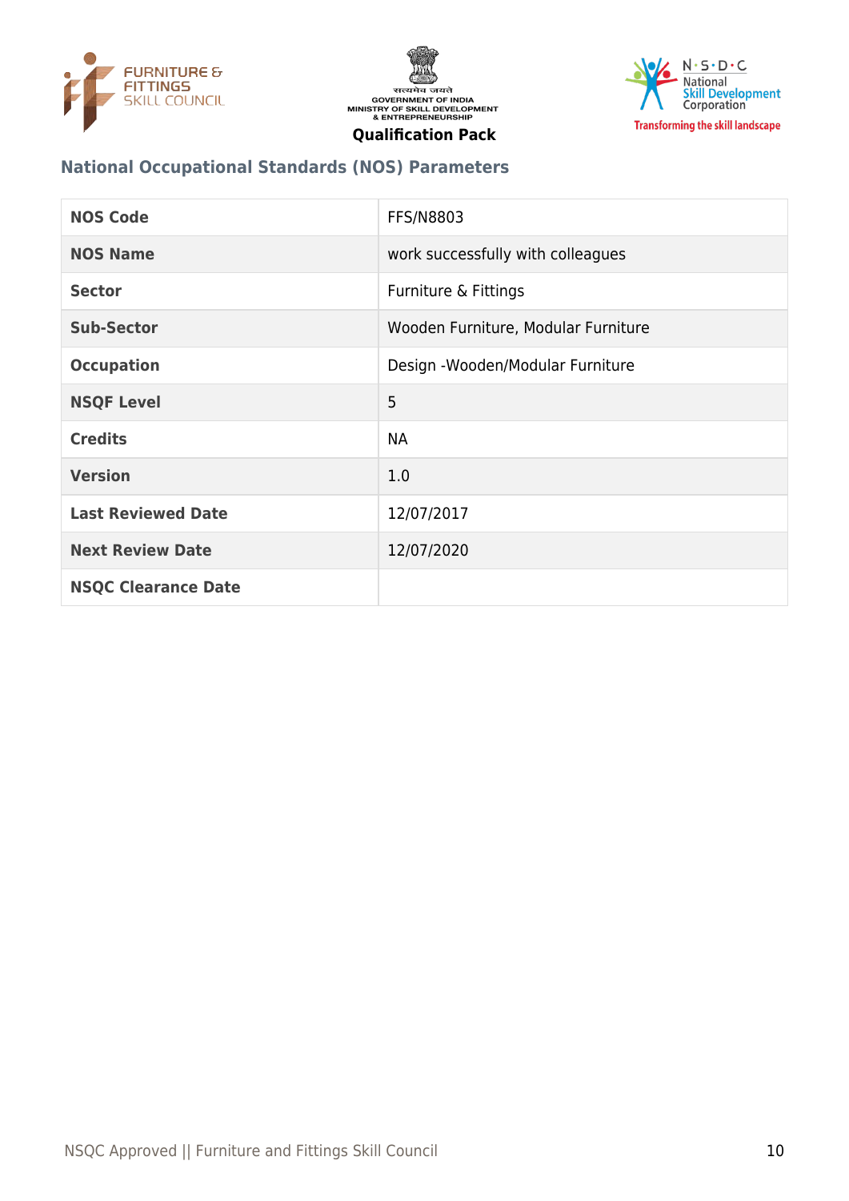## National Occupational Standards (NOS) Parameters

| NOS Code | FFS/N8803 |
|---|---|
| NOS Name | work successfully with colleagues |
| Sector | Furniture & Fittings |
| Sub-Sector | Wooden Furniture, Modular Furniture |
| Occupation | Design -Wooden/Modular Furniture |
| NSQF Level | 5 |
| Credits | NA |
| Version | 1.0 |
| Last Reviewed Date | 12/07/2017 |
| Next Review Date | 12/07/2020 |
| NSQC Clearance Date | |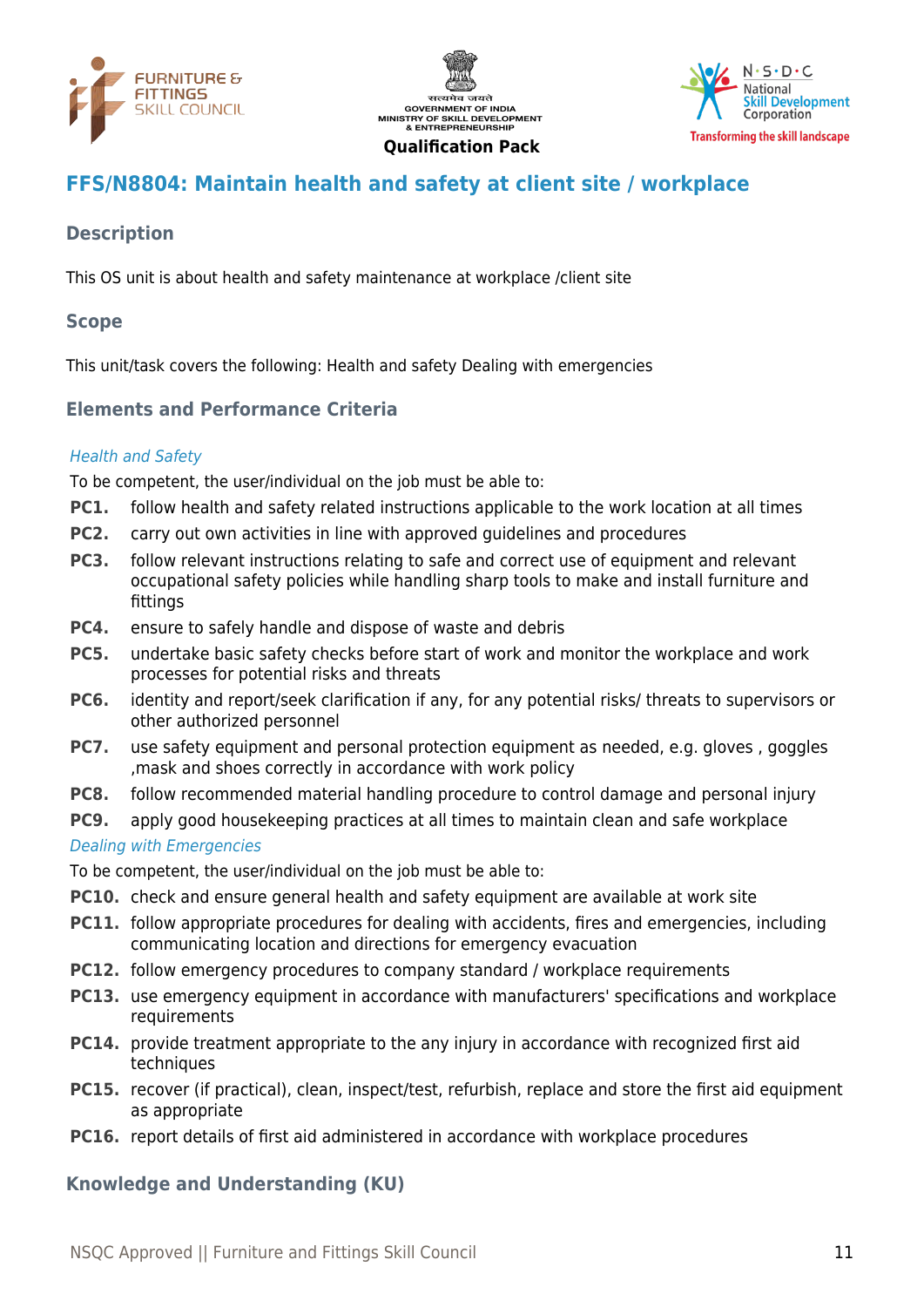Qualification Pack

## FFS/N8804: Maintain health and safety at client site / workplace

### Description

This OS unit is about health and safety maintenance at workplace /client site

### Scope

This unit/task covers the following: Health and safety Dealing with emergencies

### Elements and Performance Criteria

*Health and Safety*

To be competent, the user/individual on the job must be able to:

- **PC1.** follow health and safety related instructions applicable to the work location at all times
- **PC2.** carry out own activities in line with approved guidelines and procedures
- **PC3.** follow relevant instructions relating to safe and correct use of equipment and relevant occupational safety policies while handling sharp tools to make and install furniture and fittings
- **PC4.** ensure to safely handle and dispose of waste and debris
- **PC5.** undertake basic safety checks before start of work and monitor the workplace and work processes for potential risks and threats
- **PC6.** identity and report/seek clarification if any, for any potential risks/ threats to supervisors or other authorized personnel
- **PC7.** use safety equipment and personal protection equipment as needed, e.g. gloves , goggles ,mask and shoes correctly in accordance with work policy
- **PC8.** follow recommended material handling procedure to control damage and personal injury
- **PC9.** apply good housekeeping practices at all times to maintain clean and safe workplace

*Dealing with Emergencies*

To be competent, the user/individual on the job must be able to:

- **PC10.** check and ensure general health and safety equipment are available at work site
- **PC11.** follow appropriate procedures for dealing with accidents, fires and emergencies, including communicating location and directions for emergency evacuation
- **PC12.** follow emergency procedures to company standard / workplace requirements
- **PC13.** use emergency equipment in accordance with manufacturers' specifications and workplace requirements
- **PC14.** provide treatment appropriate to the any injury in accordance with recognized first aid techniques
- **PC15.** recover (if practical), clean, inspect/test, refurbish, replace and store the first aid equipment as appropriate
- **PC16.** report details of first aid administered in accordance with workplace procedures

### Knowledge and Understanding (KU)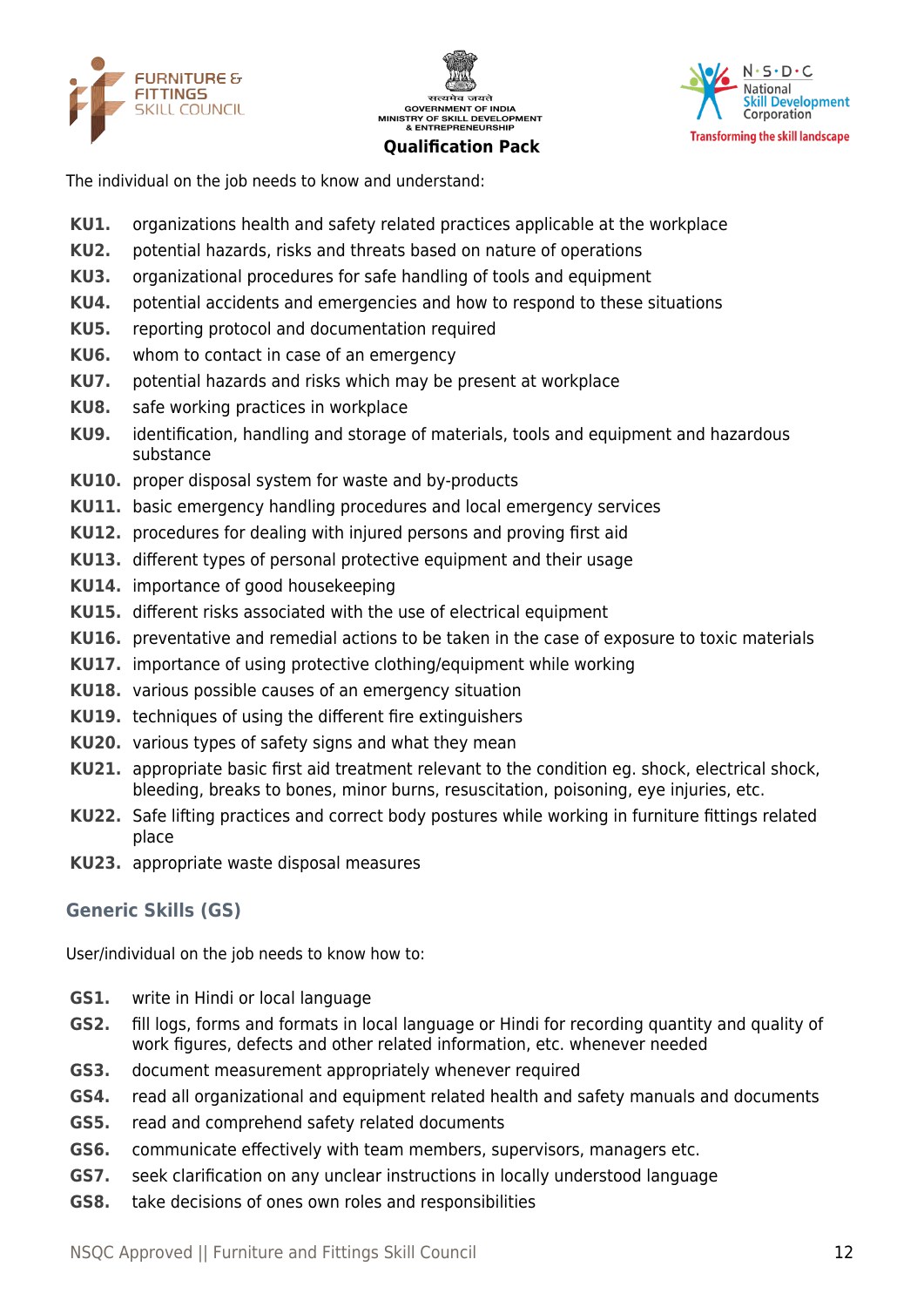The individual on the job needs to know and understand:

**KU1.** organizations health and safety related practices applicable at the workplace
**KU2.** potential hazards, risks and threats based on nature of operations
**KU3.** organizational procedures for safe handling of tools and equipment
**KU4.** potential accidents and emergencies and how to respond to these situations
**KU5.** reporting protocol and documentation required
**KU6.** whom to contact in case of an emergency
**KU7.** potential hazards and risks which may be present at workplace
**KU8.** safe working practices in workplace
**KU9.** identification, handling and storage of materials, tools and equipment and hazardous substance
**KU10.** proper disposal system for waste and by-products
**KU11.** basic emergency handling procedures and local emergency services
**KU12.** procedures for dealing with injured persons and proving first aid
**KU13.** different types of personal protective equipment and their usage
**KU14.** importance of good housekeeping
**KU15.** different risks associated with the use of electrical equipment
**KU16.** preventative and remedial actions to be taken in the case of exposure to toxic materials
**KU17.** importance of using protective clothing/equipment while working
**KU18.** various possible causes of an emergency situation
**KU19.** techniques of using the different fire extinguishers
**KU20.** various types of safety signs and what they mean
**KU21.** appropriate basic first aid treatment relevant to the condition eg. shock, electrical shock, bleeding, breaks to bones, minor burns, resuscitation, poisoning, eye injuries, etc.
**KU22.** Safe lifting practices and correct body postures while working in furniture fittings related place
**KU23.** appropriate waste disposal measures

## Generic Skills (GS)

User/individual on the job needs to know how to:

**GS1.** write in Hindi or local language
**GS2.** fill logs, forms and formats in local language or Hindi for recording quantity and quality of work figures, defects and other related information, etc. whenever needed
**GS3.** document measurement appropriately whenever required
**GS4.** read all organizational and equipment related health and safety manuals and documents
**GS5.** read and comprehend safety related documents
**GS6.** communicate effectively with team members, supervisors, managers etc.
**GS7.** seek clarification on any unclear instructions in locally understood language
**GS8.** take decisions of ones own roles and responsibilities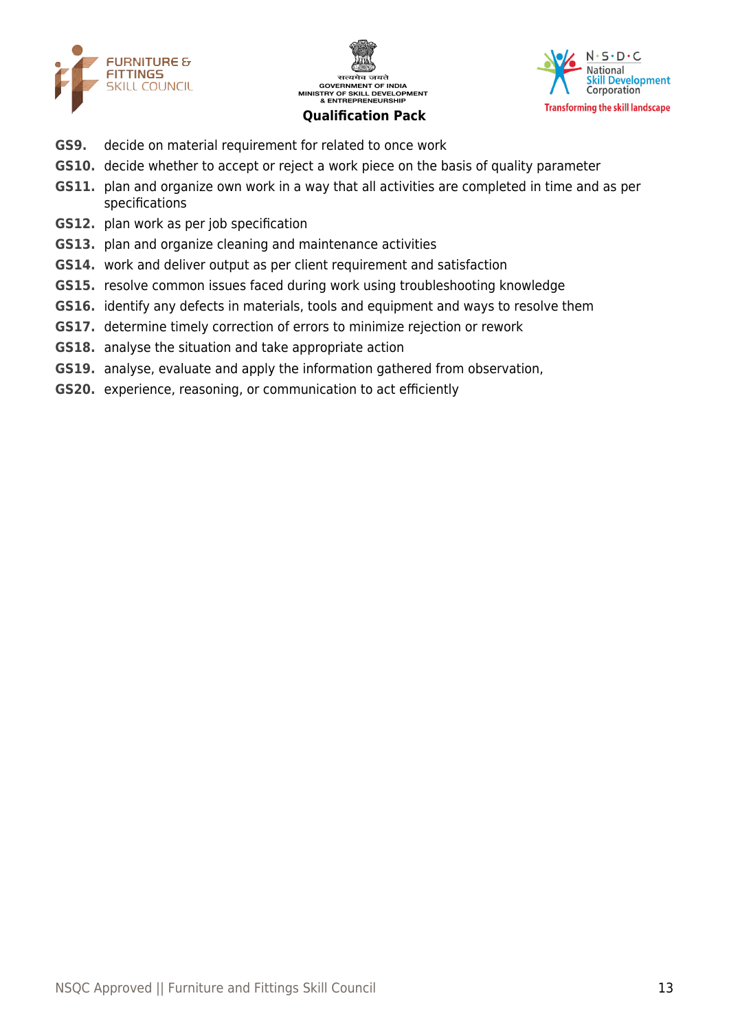**GS9.** decide on material requirement for related to once work

**GS10.** decide whether to accept or reject a work piece on the basis of quality parameter

**GS11.** plan and organize own work in a way that all activities are completed in time and as per specifications

**GS12.** plan work as per job specification

**GS13.** plan and organize cleaning and maintenance activities

**GS14.** work and deliver output as per client requirement and satisfaction

**GS15.** resolve common issues faced during work using troubleshooting knowledge

**GS16.** identify any defects in materials, tools and equipment and ways to resolve them

**GS17.** determine timely correction of errors to minimize rejection or rework

**GS18.** analyse the situation and take appropriate action

**GS19.** analyse, evaluate and apply the information gathered from observation,

**GS20.** experience, reasoning, or communication to act efficiently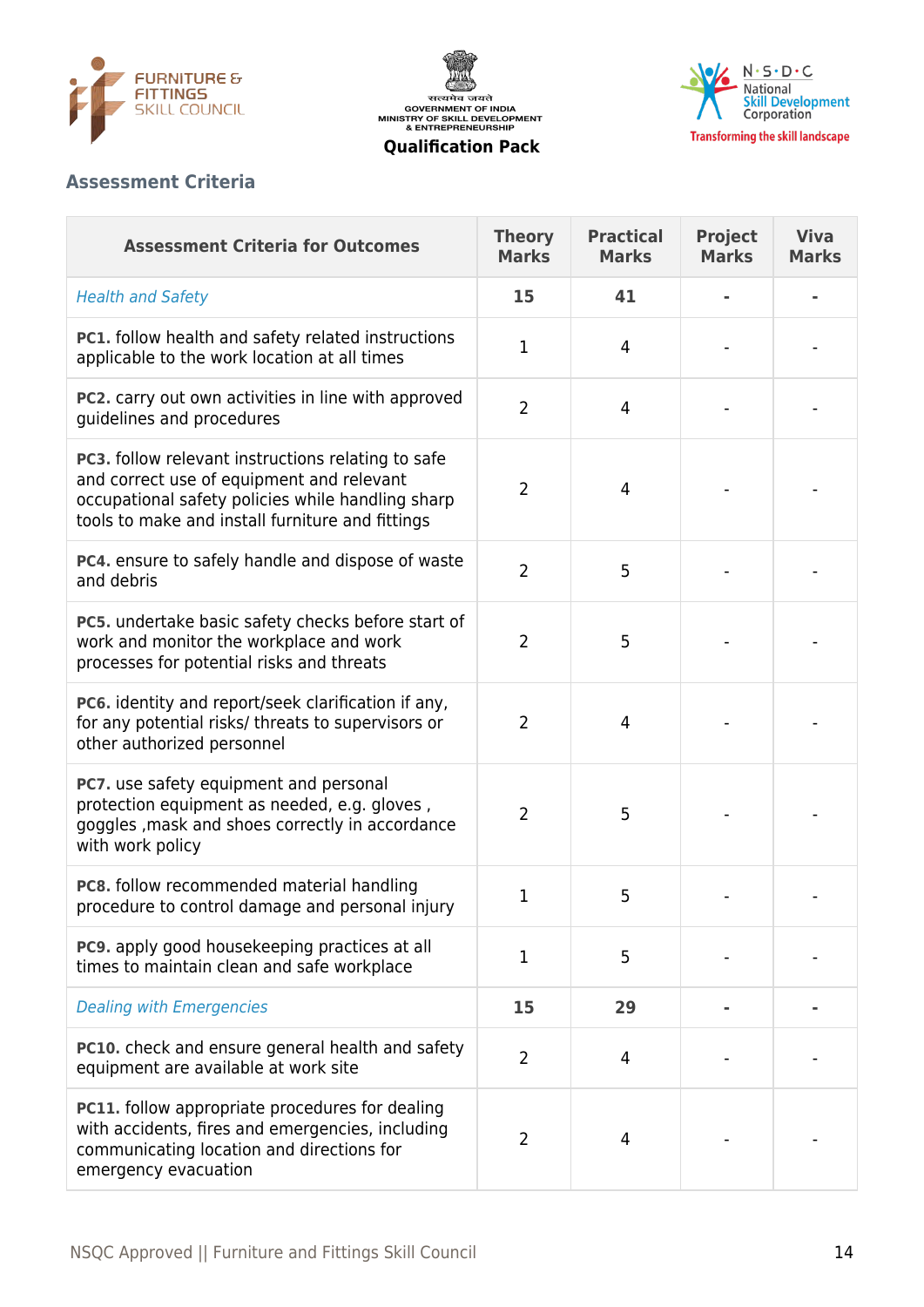## Assessment Criteria

| Assessment Criteria for Outcomes | Theory Marks | Practical Marks | Project Marks | Viva Marks |
|---|---|---|---|---|
| *Health and Safety* | **15** | **41** | **-** | **-** |
| **PC1.** follow health and safety related instructions applicable to the work location at all times | 1 | 4 | - | - |
| **PC2.** carry out own activities in line with approved guidelines and procedures | 2 | 4 | - | - |
| **PC3.** follow relevant instructions relating to safe and correct use of equipment and relevant occupational safety policies while handling sharp tools to make and install furniture and fittings | 2 | 4 | - | - |
| **PC4.** ensure to safely handle and dispose of waste and debris | 2 | 5 | - | - |
| **PC5.** undertake basic safety checks before start of work and monitor the workplace and work processes for potential risks and threats | 2 | 5 | - | - |
| **PC6.** identity and report/seek clarification if any, for any potential risks/ threats to supervisors or other authorized personnel | 2 | 4 | - | - |
| **PC7.** use safety equipment and personal protection equipment as needed, e.g. gloves , goggles ,mask and shoes correctly in accordance with work policy | 2 | 5 | - | - |
| **PC8.** follow recommended material handling procedure to control damage and personal injury | 1 | 5 | - | - |
| **PC9.** apply good housekeeping practices at all times to maintain clean and safe workplace | 1 | 5 | - | - |
| *Dealing with Emergencies* | **15** | **29** | **-** | **-** |
| **PC10.** check and ensure general health and safety equipment are available at work site | 2 | 4 | - | - |
| **PC11.** follow appropriate procedures for dealing with accidents, fires and emergencies, including communicating location and directions for emergency evacuation | 2 | 4 | - | - |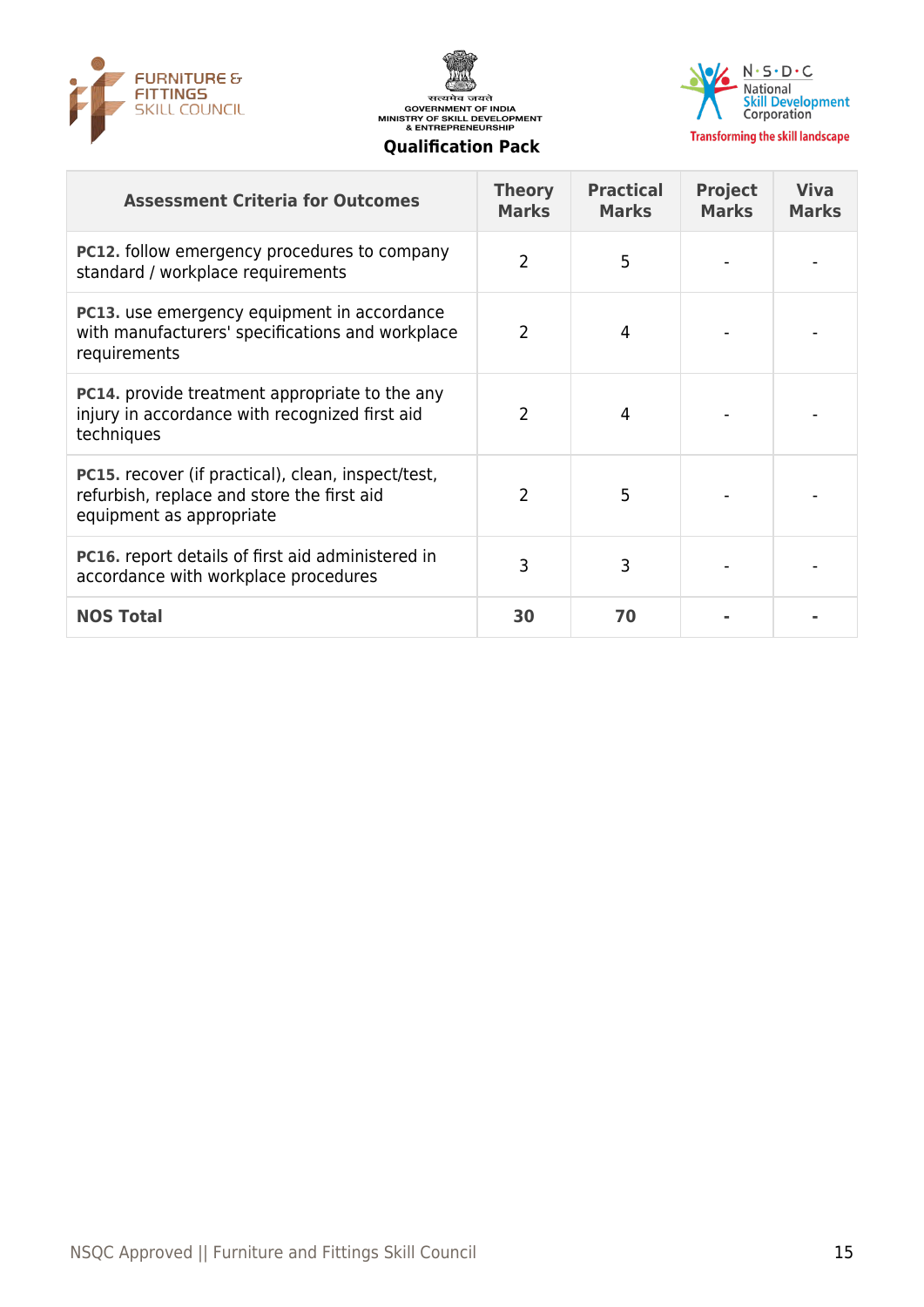| Assessment Criteria for Outcomes | Theory Marks | Practical Marks | Project Marks | Viva Marks |
| --- | --- | --- | --- | --- |
| **PC12.** follow emergency procedures to company standard / workplace requirements | 2 | 5 | - | - |
| **PC13.** use emergency equipment in accordance with manufacturers' specifications and workplace requirements | 2 | 4 | - | - |
| **PC14.** provide treatment appropriate to the any injury in accordance with recognized first aid techniques | 2 | 4 | - | - |
| **PC15.** recover (if practical), clean, inspect/test, refurbish, replace and store the first aid equipment as appropriate | 2 | 5 | - | - |
| **PC16.** report details of first aid administered in accordance with workplace procedures | 3 | 3 | - | - |
| **NOS Total** | **30** | **70** | **-** | **-** |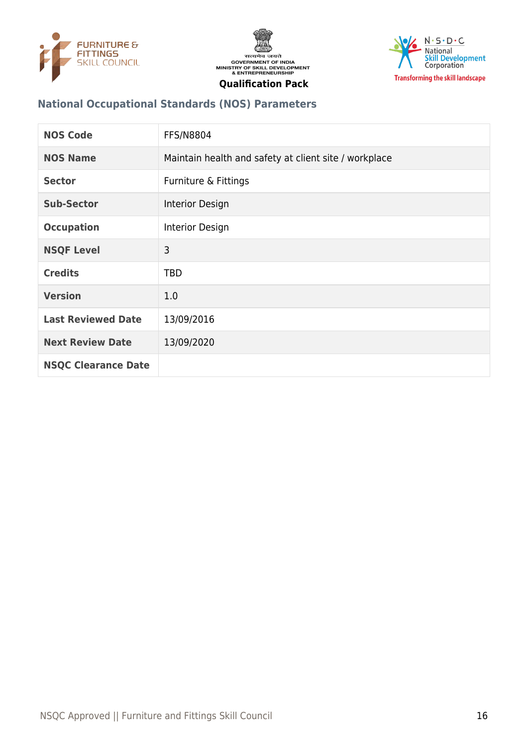## National Occupational Standards (NOS) Parameters

| | |
|---|---|
| **NOS Code** | FFS/N8804 |
| **NOS Name** | Maintain health and safety at client site / workplace |
| **Sector** | Furniture & Fittings |
| **Sub-Sector** | Interior Design |
| **Occupation** | Interior Design |
| **NSQF Level** | 3 |
| **Credits** | TBD |
| **Version** | 1.0 |
| **Last Reviewed Date** | 13/09/2016 |
| **Next Review Date** | 13/09/2020 |
| **NSQC Clearance Date** | |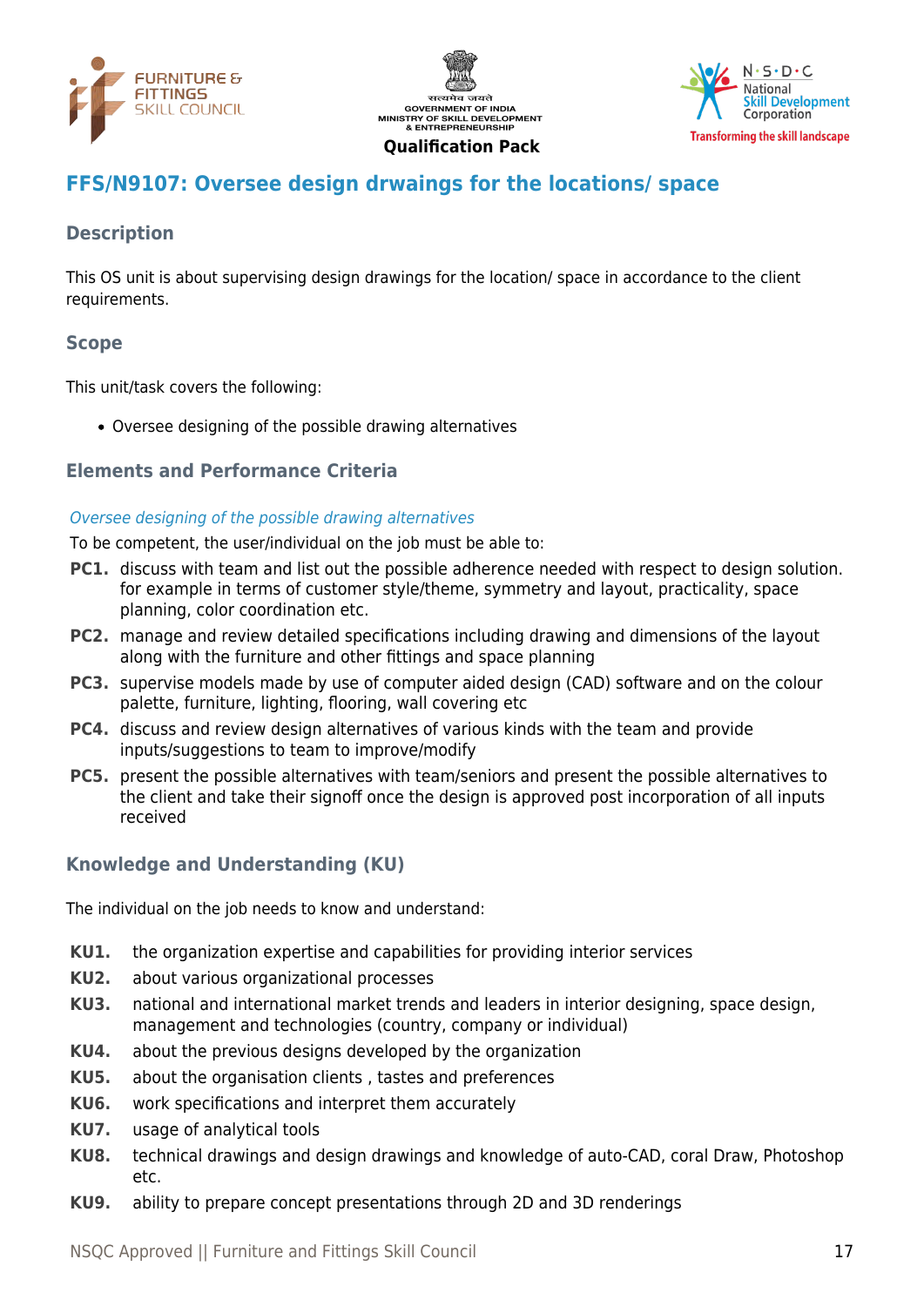## FFS/N9107: Oversee design drwaings for the locations/ space

### Description

This OS unit is about supervising design drawings for the location/ space in accordance to the client requirements.

### Scope

This unit/task covers the following:

- Oversee designing of the possible drawing alternatives

### Elements and Performance Criteria

*Oversee designing of the possible drawing alternatives*

To be competent, the user/individual on the job must be able to:

**PC1.** discuss with team and list out the possible adherence needed with respect to design solution. for example in terms of customer style/theme, symmetry and layout, practicality, space planning, color coordination etc.

**PC2.** manage and review detailed specifications including drawing and dimensions of the layout along with the furniture and other fittings and space planning

**PC3.** supervise models made by use of computer aided design (CAD) software and on the colour palette, furniture, lighting, flooring, wall covering etc

**PC4.** discuss and review design alternatives of various kinds with the team and provide inputs/suggestions to team to improve/modify

**PC5.** present the possible alternatives with team/seniors and present the possible alternatives to the client and take their signoff once the design is approved post incorporation of all inputs received

### Knowledge and Understanding (KU)

The individual on the job needs to know and understand:

**KU1.** the organization expertise and capabilities for providing interior services

**KU2.** about various organizational processes

**KU3.** national and international market trends and leaders in interior designing, space design, management and technologies (country, company or individual)

**KU4.** about the previous designs developed by the organization

**KU5.** about the organisation clients , tastes and preferences

**KU6.** work specifications and interpret them accurately

**KU7.** usage of analytical tools

**KU8.** technical drawings and design drawings and knowledge of auto-CAD, coral Draw, Photoshop etc.

**KU9.** ability to prepare concept presentations through 2D and 3D renderings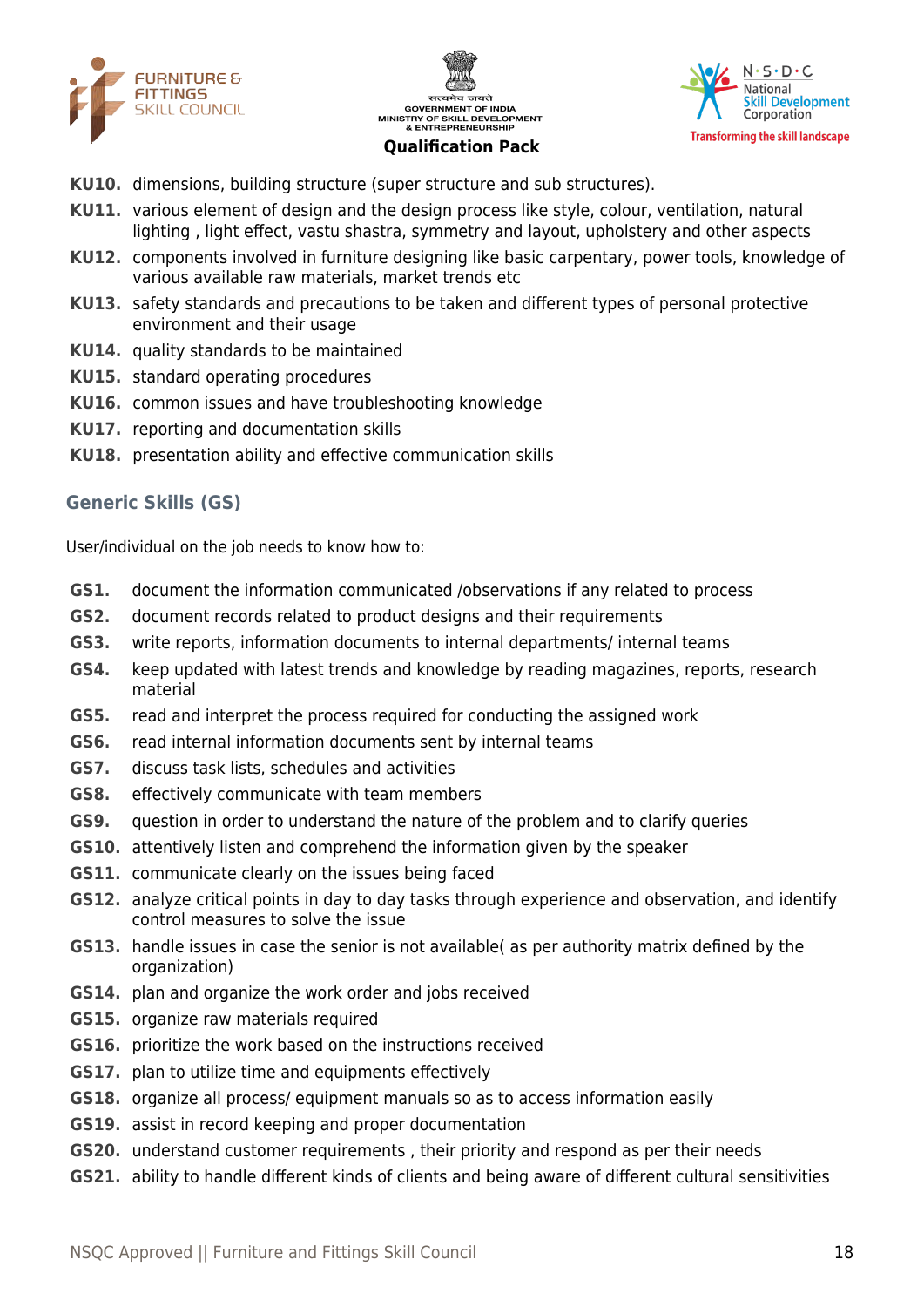- **KU10.** dimensions, building structure (super structure and sub structures).
- **KU11.** various element of design and the design process like style, colour, ventilation, natural lighting , light effect, vastu shastra, symmetry and layout, upholstery and other aspects
- **KU12.** components involved in furniture designing like basic carpentary, power tools, knowledge of various available raw materials, market trends etc
- **KU13.** safety standards and precautions to be taken and different types of personal protective environment and their usage
- **KU14.** quality standards to be maintained
- **KU15.** standard operating procedures
- **KU16.** common issues and have troubleshooting knowledge
- **KU17.** reporting and documentation skills
- **KU18.** presentation ability and effective communication skills

## Generic Skills (GS)

User/individual on the job needs to know how to:

- **GS1.** document the information communicated /observations if any related to process
- **GS2.** document records related to product designs and their requirements
- **GS3.** write reports, information documents to internal departments/ internal teams
- **GS4.** keep updated with latest trends and knowledge by reading magazines, reports, research material
- **GS5.** read and interpret the process required for conducting the assigned work
- **GS6.** read internal information documents sent by internal teams
- **GS7.** discuss task lists, schedules and activities
- **GS8.** effectively communicate with team members
- **GS9.** question in order to understand the nature of the problem and to clarify queries
- **GS10.** attentively listen and comprehend the information given by the speaker
- **GS11.** communicate clearly on the issues being faced
- **GS12.** analyze critical points in day to day tasks through experience and observation, and identify control measures to solve the issue
- **GS13.** handle issues in case the senior is not available( as per authority matrix defined by the organization)
- **GS14.** plan and organize the work order and jobs received
- **GS15.** organize raw materials required
- **GS16.** prioritize the work based on the instructions received
- **GS17.** plan to utilize time and equipments effectively
- **GS18.** organize all process/ equipment manuals so as to access information easily
- **GS19.** assist in record keeping and proper documentation
- **GS20.** understand customer requirements , their priority and respond as per their needs
- **GS21.** ability to handle different kinds of clients and being aware of different cultural sensitivities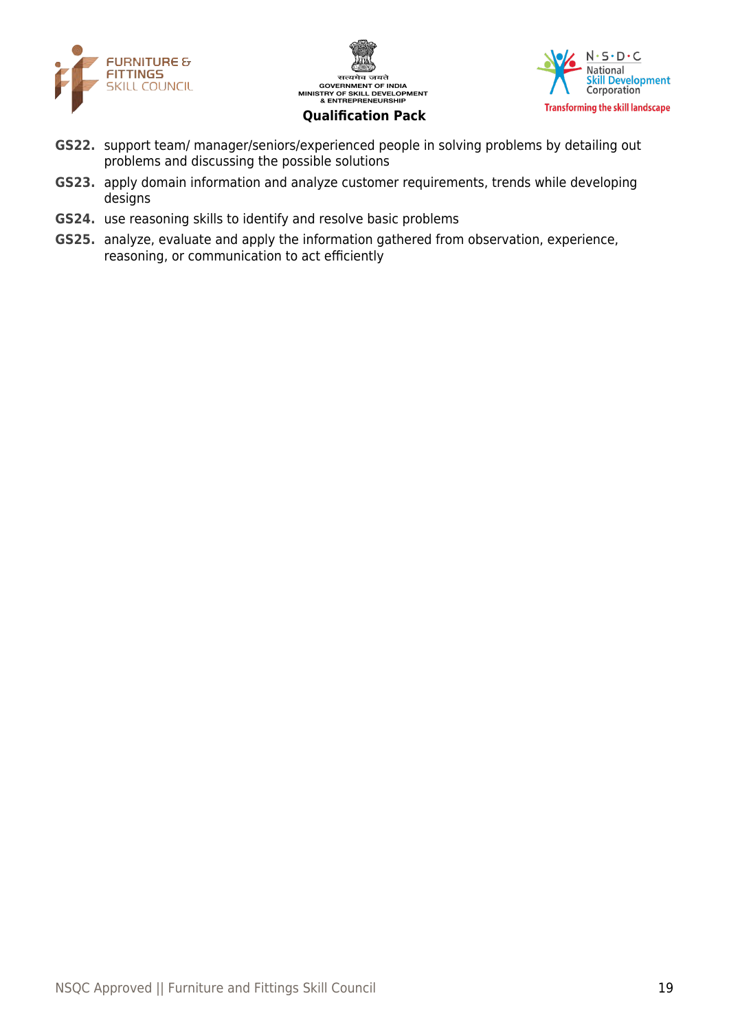**GS22.** support team/ manager/seniors/experienced people in solving problems by detailing out problems and discussing the possible solutions

**GS23.** apply domain information and analyze customer requirements, trends while developing designs

**GS24.** use reasoning skills to identify and resolve basic problems

**GS25.** analyze, evaluate and apply the information gathered from observation, experience, reasoning, or communication to act efficiently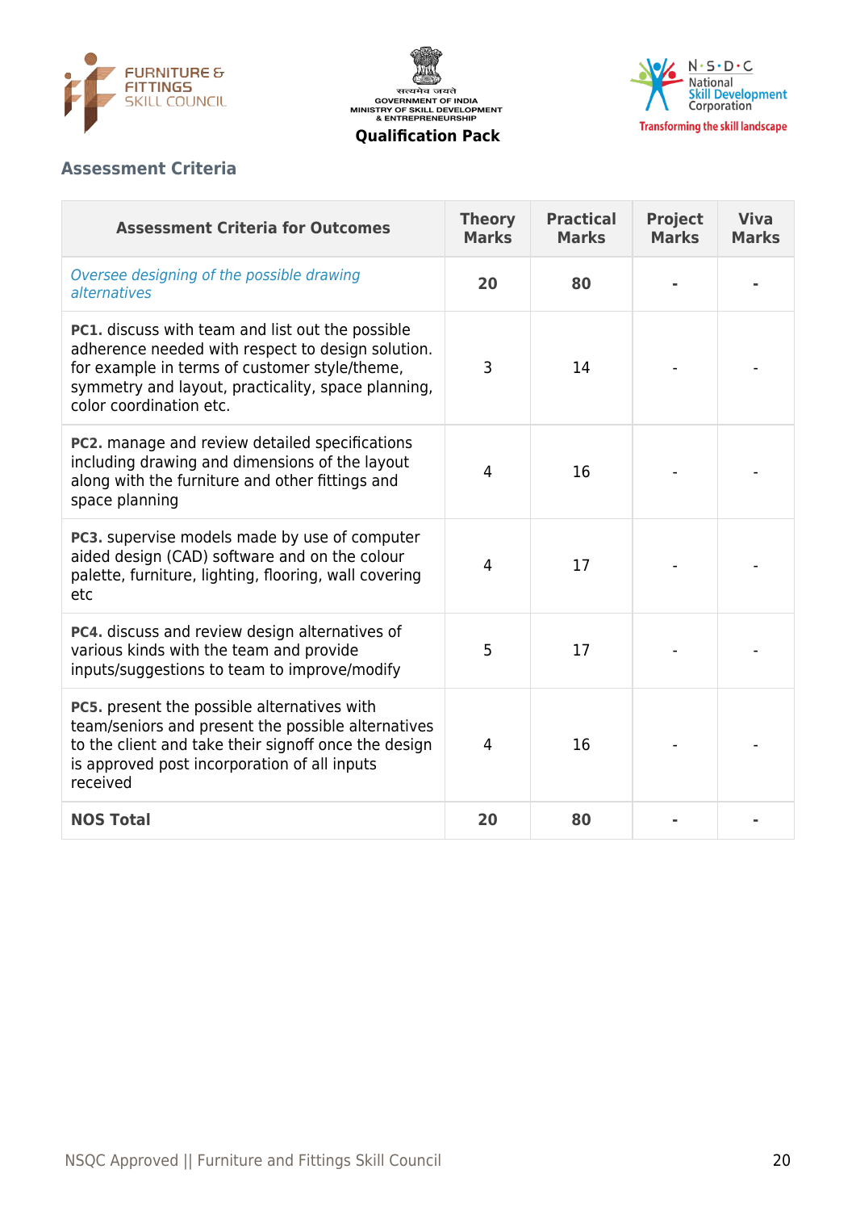## Assessment Criteria

| Assessment Criteria for Outcomes | Theory Marks | Practical Marks | Project Marks | Viva Marks |
|---|---|---|---|---|
| *Oversee designing of the possible drawing alternatives* | **20** | **80** | **-** | **-** |
| **PC1.** discuss with team and list out the possible adherence needed with respect to design solution. for example in terms of customer style/theme, symmetry and layout, practicality, space planning, color coordination etc. | 3 | 14 | - | - |
| **PC2.** manage and review detailed specifications including drawing and dimensions of the layout along with the furniture and other fittings and space planning | 4 | 16 | - | - |
| **PC3.** supervise models made by use of computer aided design (CAD) software and on the colour palette, furniture, lighting, flooring, wall covering etc | 4 | 17 | - | - |
| **PC4.** discuss and review design alternatives of various kinds with the team and provide inputs/suggestions to team to improve/modify | 5 | 17 | - | - |
| **PC5.** present the possible alternatives with team/seniors and present the possible alternatives to the client and take their signoff once the design is approved post incorporation of all inputs received | 4 | 16 | - | - |
| **NOS Total** | **20** | **80** | **-** | **-** |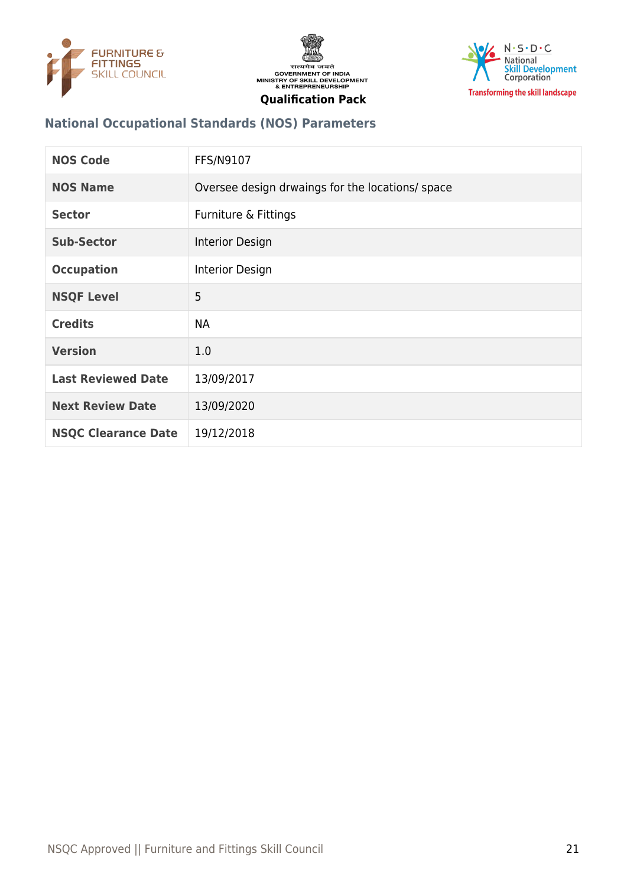## National Occupational Standards (NOS) Parameters

| NOS Code | FFS/N9107 |
|---|---|
| NOS Name | Oversee design drwaings for the locations/ space |
| Sector | Furniture & Fittings |
| Sub-Sector | Interior Design |
| Occupation | Interior Design |
| NSQF Level | 5 |
| Credits | NA |
| Version | 1.0 |
| Last Reviewed Date | 13/09/2017 |
| Next Review Date | 13/09/2020 |
| NSQC Clearance Date | 19/12/2018 |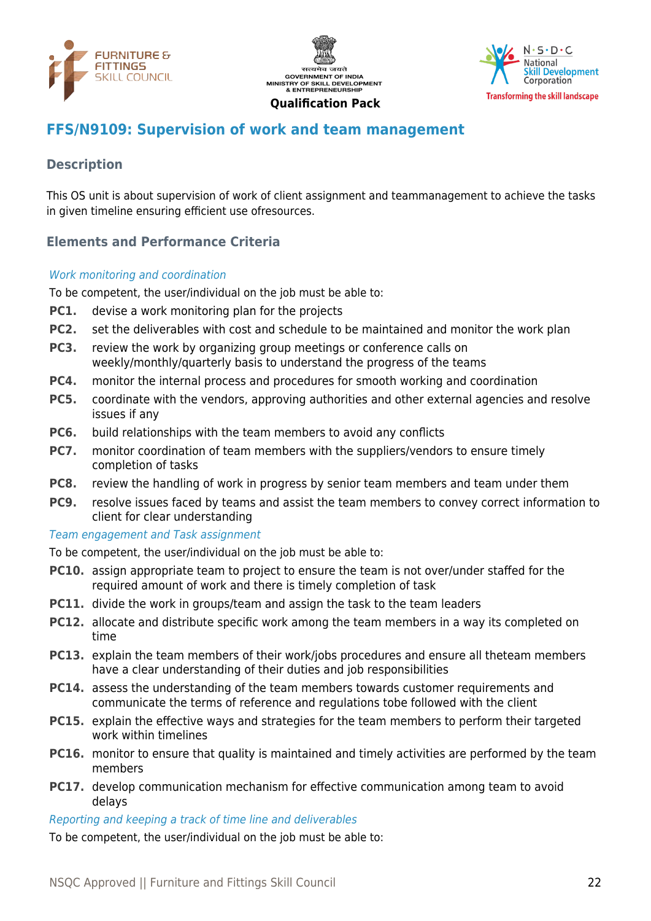## FFS/N9109: Supervision of work and team management

### Description

This OS unit is about supervision of work of client assignment and teammanagement to achieve the tasks in given timeline ensuring efficient use ofresources.

### Elements and Performance Criteria

*Work monitoring and coordination*

To be competent, the user/individual on the job must be able to:

**PC1.** devise a work monitoring plan for the projects

**PC2.** set the deliverables with cost and schedule to be maintained and monitor the work plan

**PC3.** review the work by organizing group meetings or conference calls on weekly/monthly/quarterly basis to understand the progress of the teams

**PC4.** monitor the internal process and procedures for smooth working and coordination

**PC5.** coordinate with the vendors, approving authorities and other external agencies and resolve issues if any

**PC6.** build relationships with the team members to avoid any conflicts

**PC7.** monitor coordination of team members with the suppliers/vendors to ensure timely completion of tasks

**PC8.** review the handling of work in progress by senior team members and team under them

**PC9.** resolve issues faced by teams and assist the team members to convey correct information to client for clear understanding

*Team engagement and Task assignment*

To be competent, the user/individual on the job must be able to:

**PC10.** assign appropriate team to project to ensure the team is not over/under staffed for the required amount of work and there is timely completion of task

**PC11.** divide the work in groups/team and assign the task to the team leaders

**PC12.** allocate and distribute specific work among the team members in a way its completed on time

**PC13.** explain the team members of their work/jobs procedures and ensure all theteam members have a clear understanding of their duties and job responsibilities

**PC14.** assess the understanding of the team members towards customer requirements and communicate the terms of reference and regulations tobe followed with the client

**PC15.** explain the effective ways and strategies for the team members to perform their targeted work within timelines

**PC16.** monitor to ensure that quality is maintained and timely activities are performed by the team members

**PC17.** develop communication mechanism for effective communication among team to avoid delays

*Reporting and keeping a track of time line and deliverables*

To be competent, the user/individual on the job must be able to: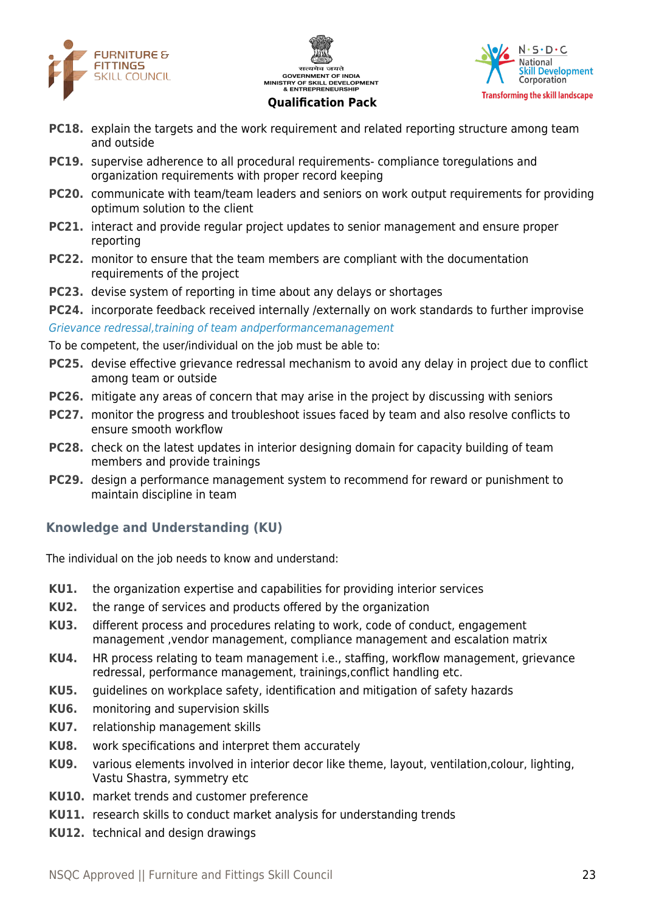- **PC18.** explain the targets and the work requirement and related reporting structure among team and outside
- **PC19.** supervise adherence to all procedural requirements- compliance toregulations and organization requirements with proper record keeping
- **PC20.** communicate with team/team leaders and seniors on work output requirements for providing optimum solution to the client
- **PC21.** interact and provide regular project updates to senior management and ensure proper reporting
- **PC22.** monitor to ensure that the team members are compliant with the documentation requirements of the project
- **PC23.** devise system of reporting in time about any delays or shortages
- **PC24.** incorporate feedback received internally /externally on work standards to further improvise

*Grievance redressal,training of team andperformancemanagement*

To be competent, the user/individual on the job must be able to:

- **PC25.** devise effective grievance redressal mechanism to avoid any delay in project due to conflict among team or outside
- **PC26.** mitigate any areas of concern that may arise in the project by discussing with seniors
- **PC27.** monitor the progress and troubleshoot issues faced by team and also resolve conflicts to ensure smooth workflow
- **PC28.** check on the latest updates in interior designing domain for capacity building of team members and provide trainings
- **PC29.** design a performance management system to recommend for reward or punishment to maintain discipline in team

## Knowledge and Understanding (KU)

The individual on the job needs to know and understand:

- **KU1.** the organization expertise and capabilities for providing interior services
- **KU2.** the range of services and products offered by the organization
- **KU3.** different process and procedures relating to work, code of conduct, engagement management ,vendor management, compliance management and escalation matrix
- **KU4.** HR process relating to team management i.e., staffing, workflow management, grievance redressal, performance management, trainings,conflict handling etc.
- **KU5.** guidelines on workplace safety, identification and mitigation of safety hazards
- **KU6.** monitoring and supervision skills
- **KU7.** relationship management skills
- **KU8.** work specifications and interpret them accurately
- **KU9.** various elements involved in interior decor like theme, layout, ventilation,colour, lighting, Vastu Shastra, symmetry etc
- **KU10.** market trends and customer preference
- **KU11.** research skills to conduct market analysis for understanding trends
- **KU12.** technical and design drawings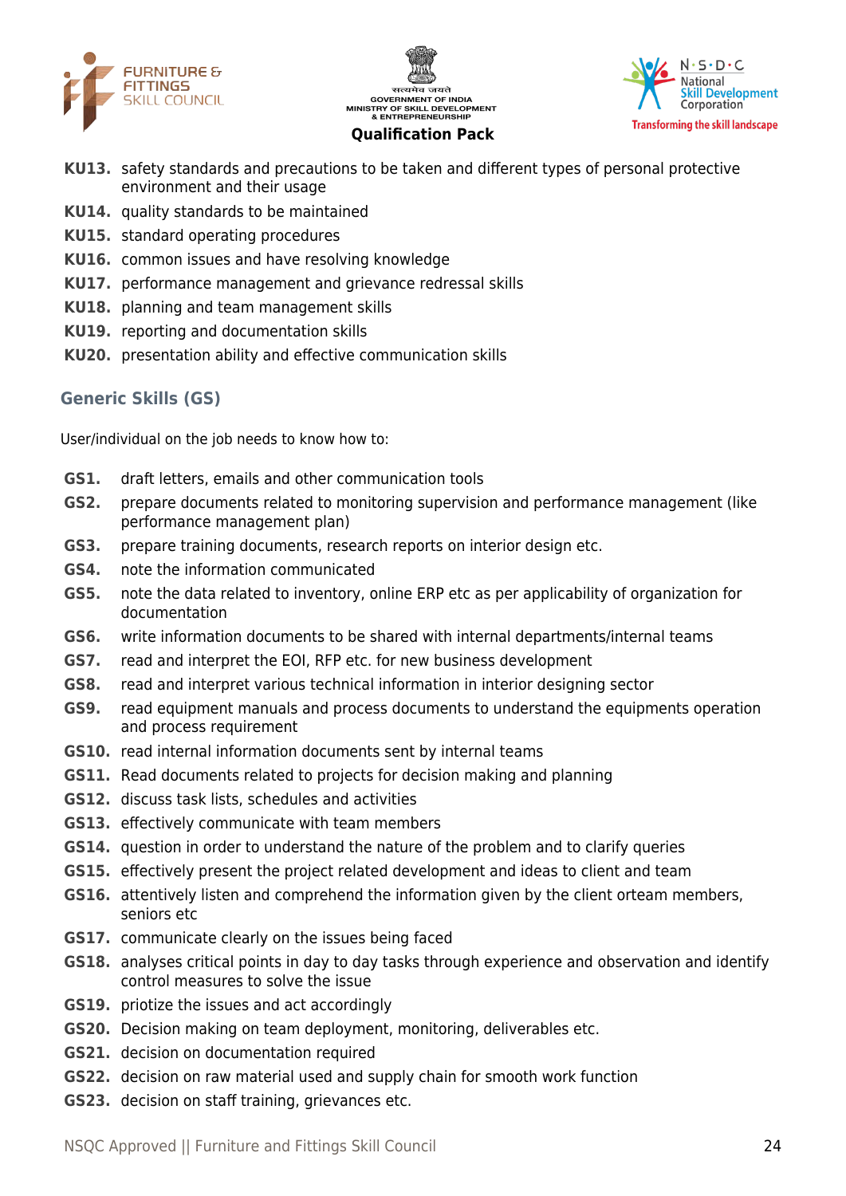- **KU13.** safety standards and precautions to be taken and different types of personal protective environment and their usage
- **KU14.** quality standards to be maintained
- **KU15.** standard operating procedures
- **KU16.** common issues and have resolving knowledge
- **KU17.** performance management and grievance redressal skills
- **KU18.** planning and team management skills
- **KU19.** reporting and documentation skills
- **KU20.** presentation ability and effective communication skills

## Generic Skills (GS)

User/individual on the job needs to know how to:

- **GS1.** draft letters, emails and other communication tools
- **GS2.** prepare documents related to monitoring supervision and performance management (like performance management plan)
- **GS3.** prepare training documents, research reports on interior design etc.
- **GS4.** note the information communicated
- **GS5.** note the data related to inventory, online ERP etc as per applicability of organization for documentation
- **GS6.** write information documents to be shared with internal departments/internal teams
- **GS7.** read and interpret the EOI, RFP etc. for new business development
- **GS8.** read and interpret various technical information in interior designing sector
- **GS9.** read equipment manuals and process documents to understand the equipments operation and process requirement
- **GS10.** read internal information documents sent by internal teams
- **GS11.** Read documents related to projects for decision making and planning
- **GS12.** discuss task lists, schedules and activities
- **GS13.** effectively communicate with team members
- **GS14.** question in order to understand the nature of the problem and to clarify queries
- **GS15.** effectively present the project related development and ideas to client and team
- **GS16.** attentively listen and comprehend the information given by the client orteam members, seniors etc
- **GS17.** communicate clearly on the issues being faced
- **GS18.** analyses critical points in day to day tasks through experience and observation and identify control measures to solve the issue
- **GS19.** priotize the issues and act accordingly
- **GS20.** Decision making on team deployment, monitoring, deliverables etc.
- **GS21.** decision on documentation required
- **GS22.** decision on raw material used and supply chain for smooth work function
- **GS23.** decision on staff training, grievances etc.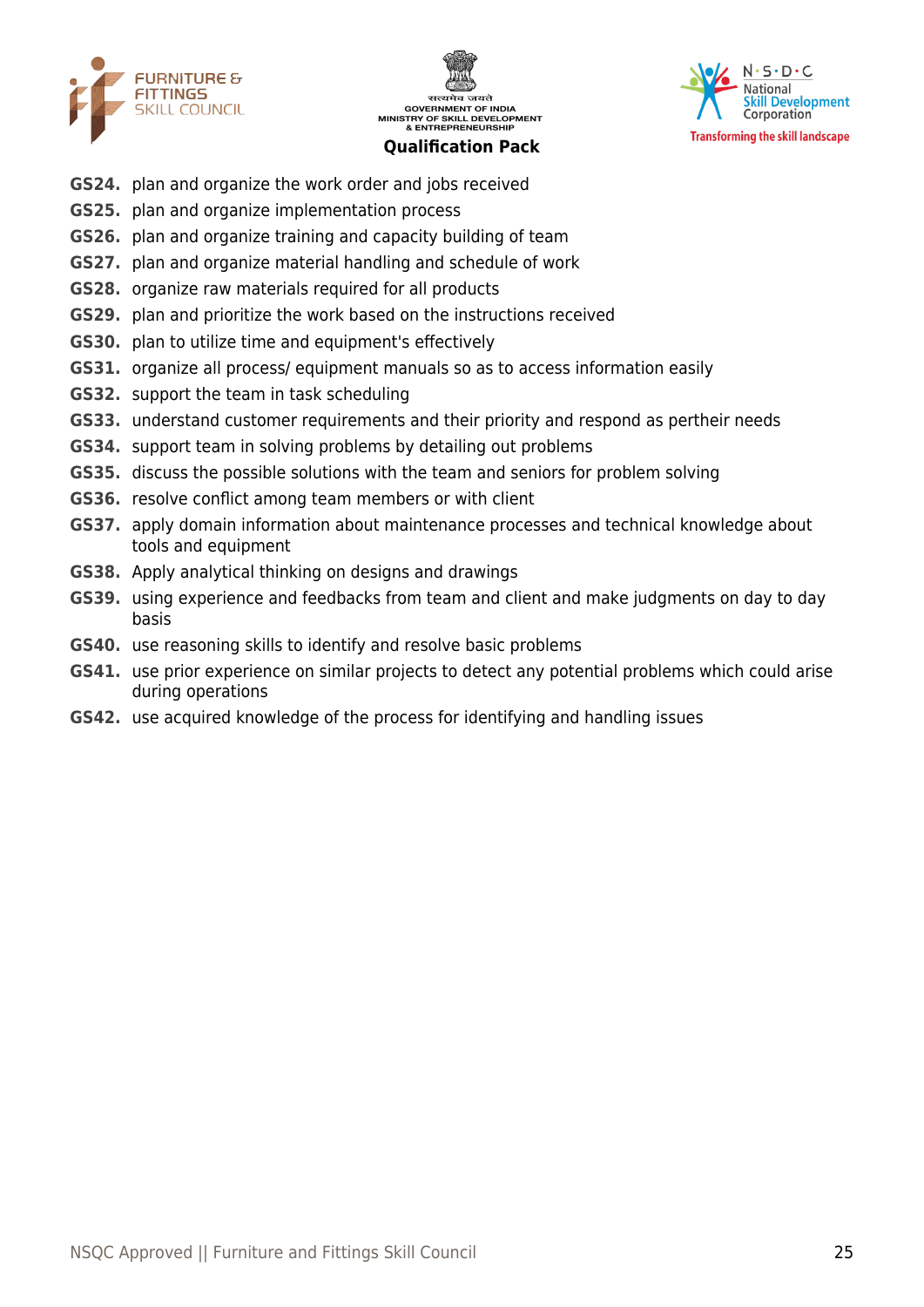**GS24.** plan and organize the work order and jobs received

**GS25.** plan and organize implementation process

**GS26.** plan and organize training and capacity building of team

**GS27.** plan and organize material handling and schedule of work

**GS28.** organize raw materials required for all products

**GS29.** plan and prioritize the work based on the instructions received

**GS30.** plan to utilize time and equipment's effectively

**GS31.** organize all process/ equipment manuals so as to access information easily

**GS32.** support the team in task scheduling

**GS33.** understand customer requirements and their priority and respond as pertheir needs

**GS34.** support team in solving problems by detailing out problems

**GS35.** discuss the possible solutions with the team and seniors for problem solving

**GS36.** resolve conflict among team members or with client

**GS37.** apply domain information about maintenance processes and technical knowledge about tools and equipment

**GS38.** Apply analytical thinking on designs and drawings

**GS39.** using experience and feedbacks from team and client and make judgments on day to day basis

**GS40.** use reasoning skills to identify and resolve basic problems

**GS41.** use prior experience on similar projects to detect any potential problems which could arise during operations

**GS42.** use acquired knowledge of the process for identifying and handling issues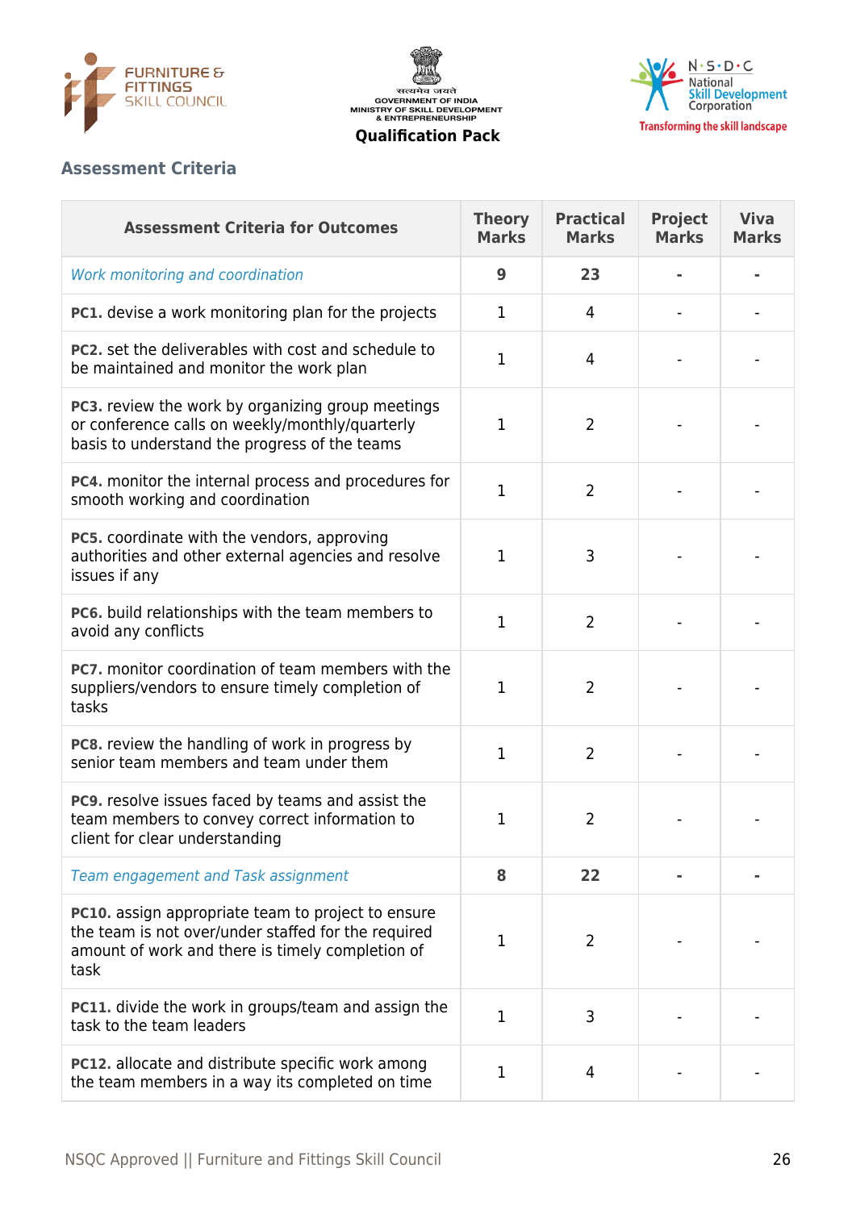## Assessment Criteria

| Assessment Criteria for Outcomes | Theory Marks | Practical Marks | Project Marks | Viva Marks |
|---|---|---|---|---|
| *Work monitoring and coordination* | **9** | **23** | **-** | **-** |
| **PC1.** devise a work monitoring plan for the projects | 1 | 4 | - | - |
| **PC2.** set the deliverables with cost and schedule to be maintained and monitor the work plan | 1 | 4 | - | - |
| **PC3.** review the work by organizing group meetings or conference calls on weekly/monthly/quarterly basis to understand the progress of the teams | 1 | 2 | - | - |
| **PC4.** monitor the internal process and procedures for smooth working and coordination | 1 | 2 | - | - |
| **PC5.** coordinate with the vendors, approving authorities and other external agencies and resolve issues if any | 1 | 3 | - | - |
| **PC6.** build relationships with the team members to avoid any conflicts | 1 | 2 | - | - |
| **PC7.** monitor coordination of team members with the suppliers/vendors to ensure timely completion of tasks | 1 | 2 | - | - |
| **PC8.** review the handling of work in progress by senior team members and team under them | 1 | 2 | - | - |
| **PC9.** resolve issues faced by teams and assist the team members to convey correct information to client for clear understanding | 1 | 2 | - | - |
| *Team engagement and Task assignment* | **8** | **22** | **-** | **-** |
| **PC10.** assign appropriate team to project to ensure the team is not over/under staffed for the required amount of work and there is timely completion of task | 1 | 2 | - | - |
| **PC11.** divide the work in groups/team and assign the task to the team leaders | 1 | 3 | - | - |
| **PC12.** allocate and distribute specific work among the team members in a way its completed on time | 1 | 4 | - | - |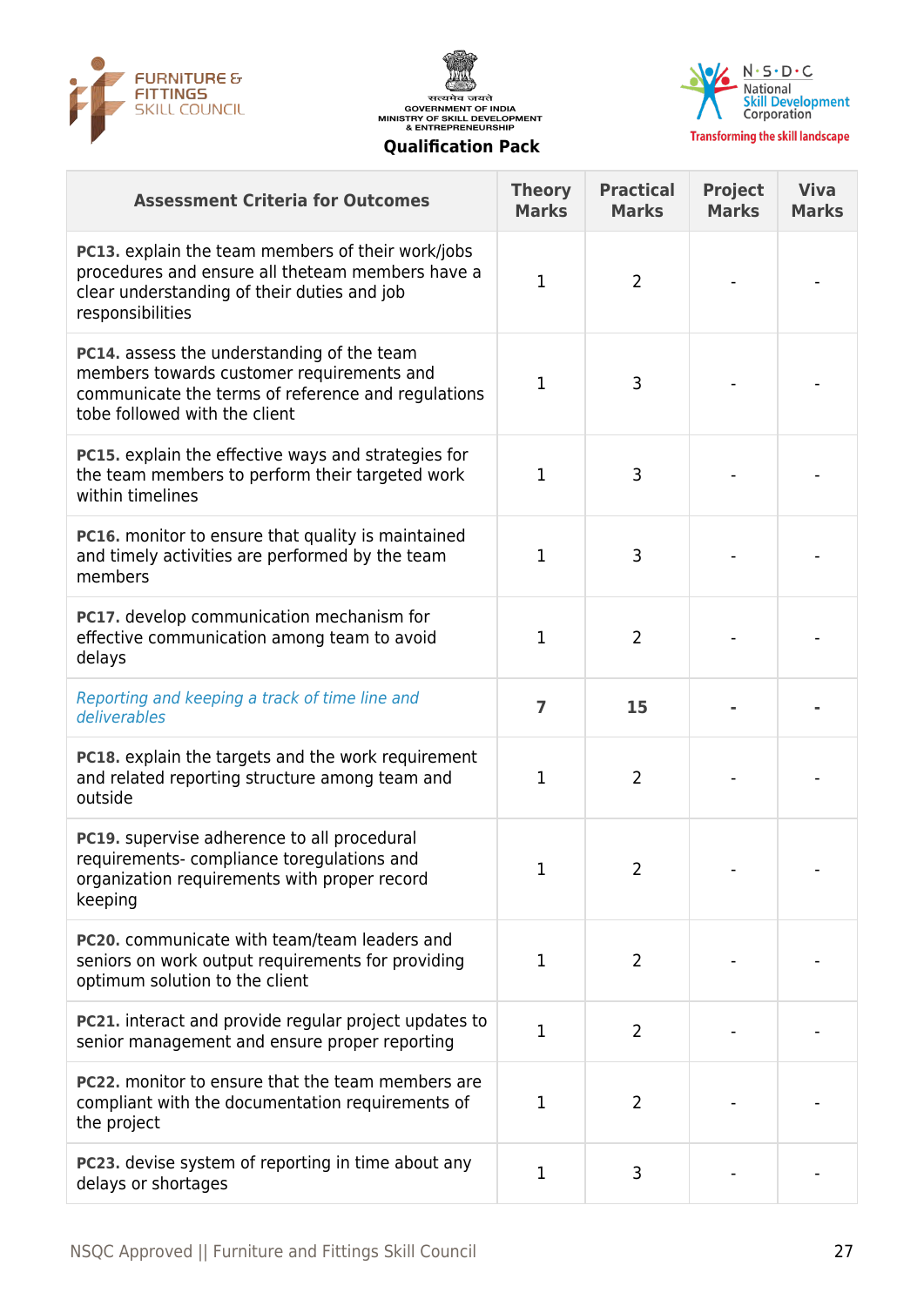| Assessment Criteria for Outcomes | Theory Marks | Practical Marks | Project Marks | Viva Marks |
|---|---|---|---|---|
| **PC13.** explain the team members of their work/jobs procedures and ensure all theteam members have a clear understanding of their duties and job responsibilities | 1 | 2 | - | - |
| **PC14.** assess the understanding of the team members towards customer requirements and communicate the terms of reference and regulations tobe followed with the client | 1 | 3 | - | - |
| **PC15.** explain the effective ways and strategies for the team members to perform their targeted work within timelines | 1 | 3 | - | - |
| **PC16.** monitor to ensure that quality is maintained and timely activities are performed by the team members | 1 | 3 | - | - |
| **PC17.** develop communication mechanism for effective communication among team to avoid delays | 1 | 2 | - | - |
| *Reporting and keeping a track of time line and deliverables* | **7** | **15** | **-** | **-** |
| **PC18.** explain the targets and the work requirement and related reporting structure among team and outside | 1 | 2 | - | - |
| **PC19.** supervise adherence to all procedural requirements- compliance toregulations and organization requirements with proper record keeping | 1 | 2 | - | - |
| **PC20.** communicate with team/team leaders and seniors on work output requirements for providing optimum solution to the client | 1 | 2 | - | - |
| **PC21.** interact and provide regular project updates to senior management and ensure proper reporting | 1 | 2 | - | - |
| **PC22.** monitor to ensure that the team members are compliant with the documentation requirements of the project | 1 | 2 | - | - |
| **PC23.** devise system of reporting in time about any delays or shortages | 1 | 3 | - | - |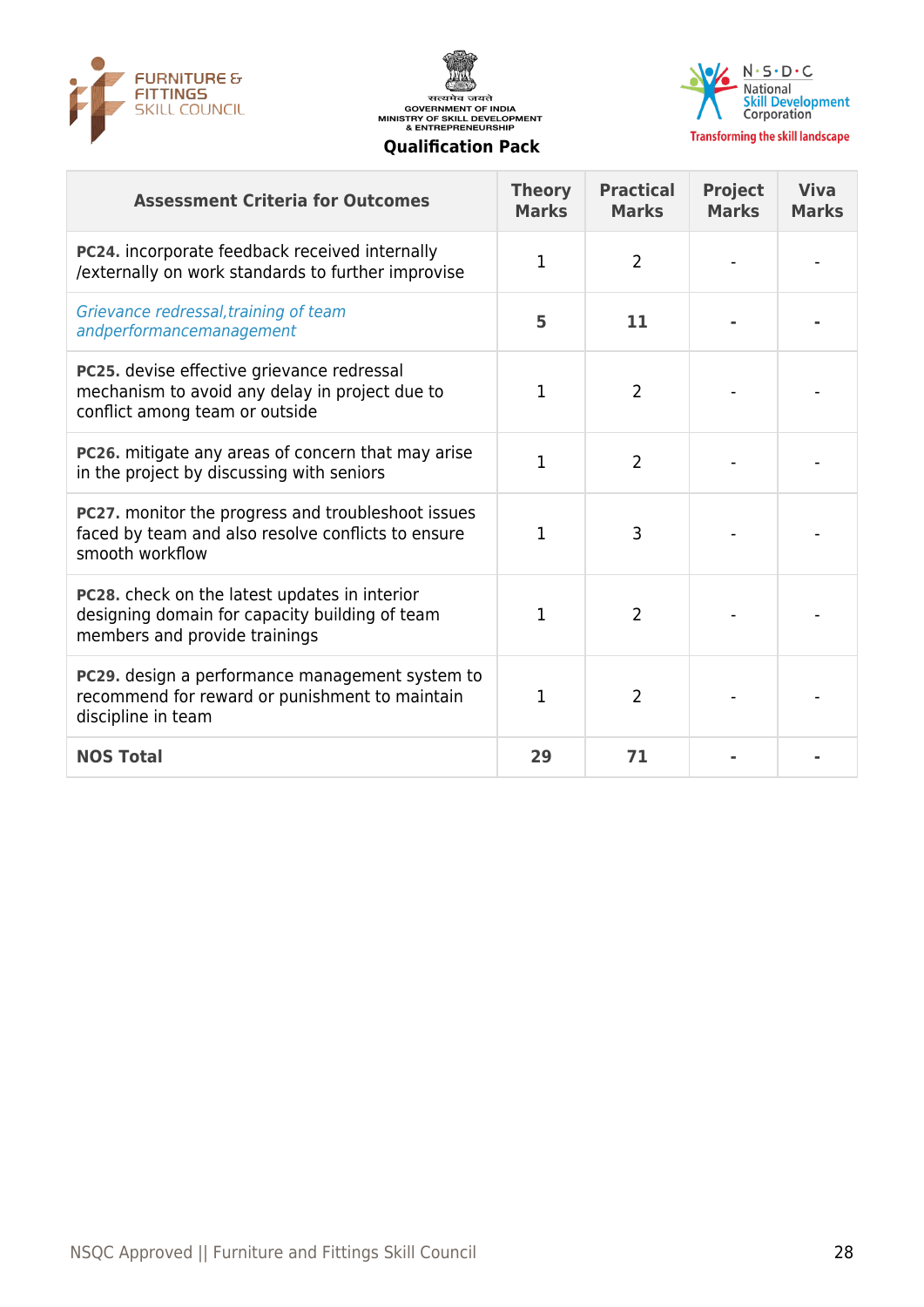| Assessment Criteria for Outcomes | Theory Marks | Practical Marks | Project Marks | Viva Marks |
|---|---|---|---|---|
| **PC24.** incorporate feedback received internally /externally on work standards to further improvise | 1 | 2 | - | - |
| *Grievance redressal,training of team andperformancemanagement* | **5** | **11** | **-** | **-** |
| **PC25.** devise effective grievance redressal mechanism to avoid any delay in project due to conflict among team or outside | 1 | 2 | - | - |
| **PC26.** mitigate any areas of concern that may arise in the project by discussing with seniors | 1 | 2 | - | - |
| **PC27.** monitor the progress and troubleshoot issues faced by team and also resolve conflicts to ensure smooth workflow | 1 | 3 | - | - |
| **PC28.** check on the latest updates in interior designing domain for capacity building of team members and provide trainings | 1 | 2 | - | - |
| **PC29.** design a performance management system to recommend for reward or punishment to maintain discipline in team | 1 | 2 | - | - |
| **NOS Total** | **29** | **71** | **-** | **-** |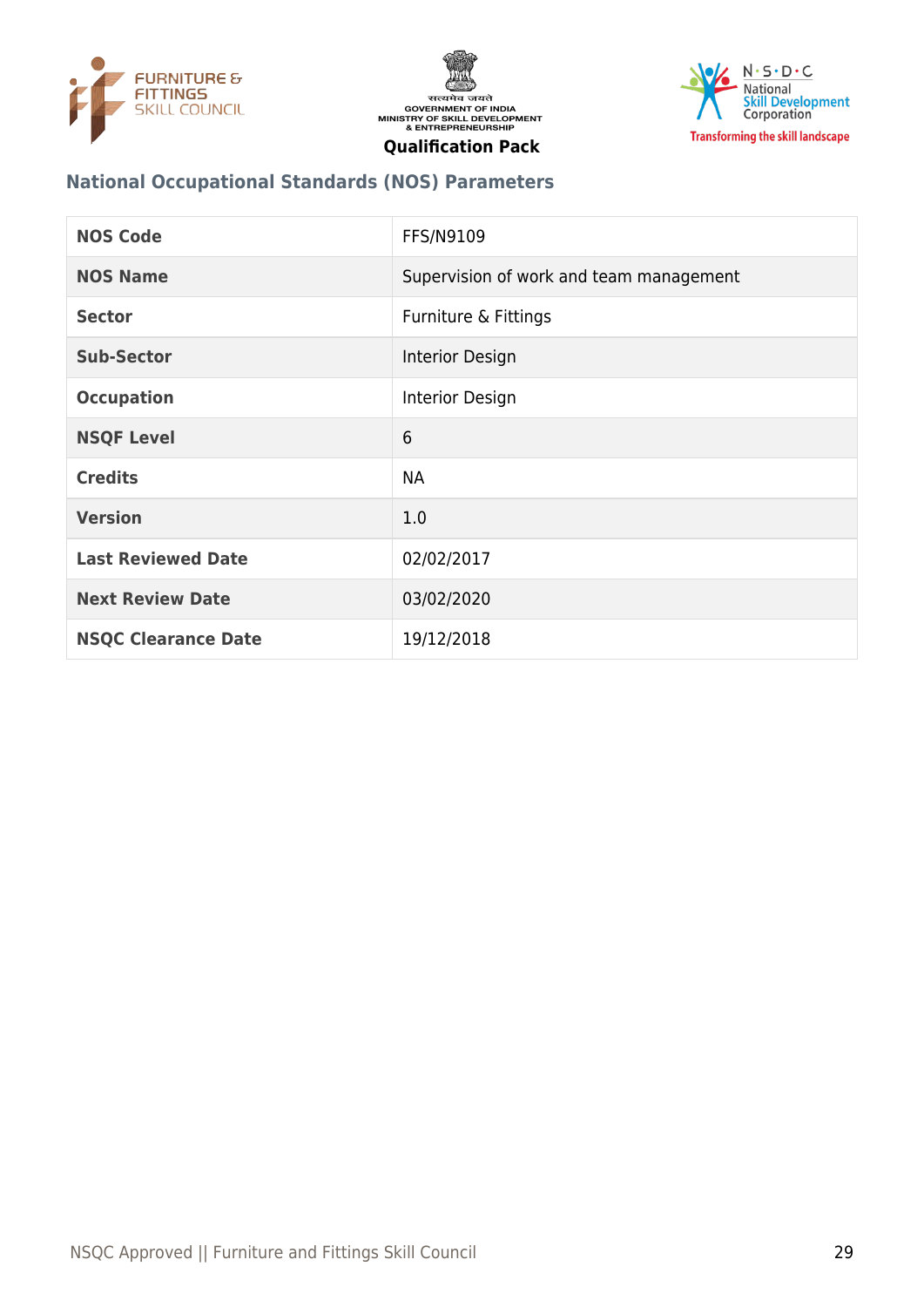## National Occupational Standards (NOS) Parameters

| NOS Code | FFS/N9109 |
|---|---|
| NOS Name | Supervision of work and team management |
| Sector | Furniture & Fittings |
| Sub-Sector | Interior Design |
| Occupation | Interior Design |
| NSQF Level | 6 |
| Credits | NA |
| Version | 1.0 |
| Last Reviewed Date | 02/02/2017 |
| Next Review Date | 03/02/2020 |
| NSQC Clearance Date | 19/12/2018 |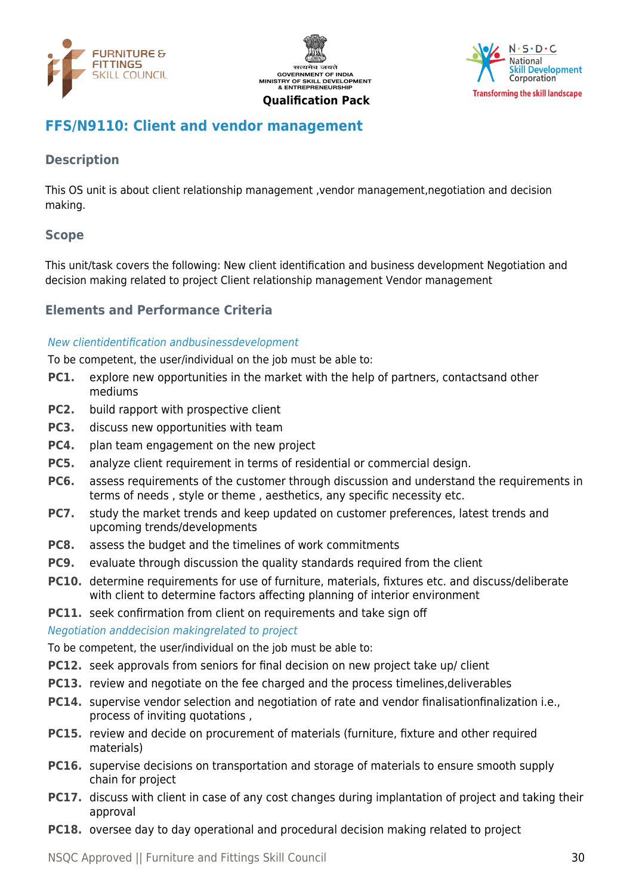## FFS/N9110: Client and vendor management

### Description

This OS unit is about client relationship management ,vendor management,negotiation and decision making.

### Scope

This unit/task covers the following: New client identification and business development Negotiation and decision making related to project Client relationship management Vendor management

### Elements and Performance Criteria

*New clientidentification andbusinessdevelopment*

To be competent, the user/individual on the job must be able to:

- **PC1.** explore new opportunities in the market with the help of partners, contactsand other mediums
- **PC2.** build rapport with prospective client
- **PC3.** discuss new opportunities with team
- **PC4.** plan team engagement on the new project
- **PC5.** analyze client requirement in terms of residential or commercial design.
- **PC6.** assess requirements of the customer through discussion and understand the requirements in terms of needs , style or theme , aesthetics, any specific necessity etc.
- **PC7.** study the market trends and keep updated on customer preferences, latest trends and upcoming trends/developments
- **PC8.** assess the budget and the timelines of work commitments
- **PC9.** evaluate through discussion the quality standards required from the client
- **PC10.** determine requirements for use of furniture, materials, fixtures etc. and discuss/deliberate with client to determine factors affecting planning of interior environment
- **PC11.** seek confirmation from client on requirements and take sign off

*Negotiation anddecision makingrelated to project*

To be competent, the user/individual on the job must be able to:

- **PC12.** seek approvals from seniors for final decision on new project take up/ client
- **PC13.** review and negotiate on the fee charged and the process timelines,deliverables
- **PC14.** supervise vendor selection and negotiation of rate and vendor finalisationfinalization i.e., process of inviting quotations ,
- **PC15.** review and decide on procurement of materials (furniture, fixture and other required materials)
- **PC16.** supervise decisions on transportation and storage of materials to ensure smooth supply chain for project
- **PC17.** discuss with client in case of any cost changes during implantation of project and taking their approval
- **PC18.** oversee day to day operational and procedural decision making related to project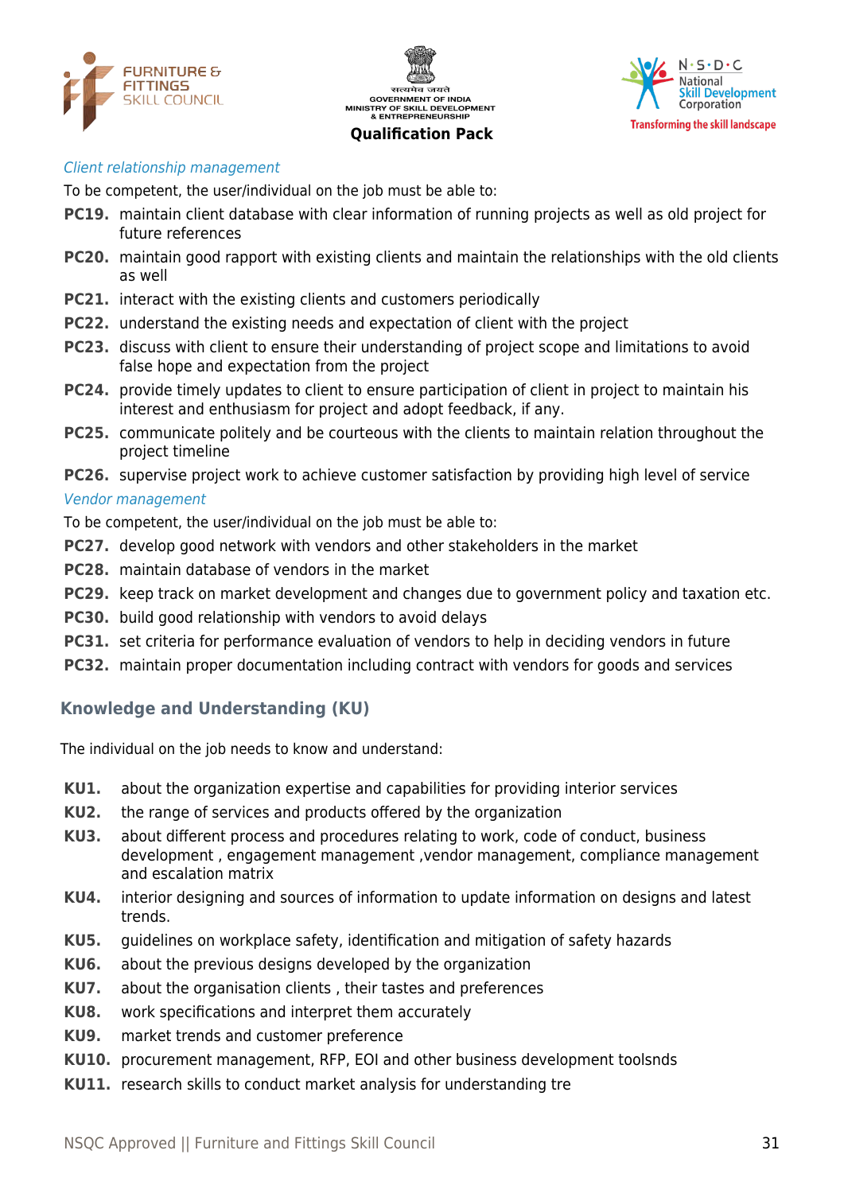*Client relationship management*

To be competent, the user/individual on the job must be able to:

**PC19.** maintain client database with clear information of running projects as well as old project for future references

**PC20.** maintain good rapport with existing clients and maintain the relationships with the old clients as well

**PC21.** interact with the existing clients and customers periodically

**PC22.** understand the existing needs and expectation of client with the project

**PC23.** discuss with client to ensure their understanding of project scope and limitations to avoid false hope and expectation from the project

**PC24.** provide timely updates to client to ensure participation of client in project to maintain his interest and enthusiasm for project and adopt feedback, if any.

**PC25.** communicate politely and be courteous with the clients to maintain relation throughout the project timeline

**PC26.** supervise project work to achieve customer satisfaction by providing high level of service

*Vendor management*

To be competent, the user/individual on the job must be able to:

**PC27.** develop good network with vendors and other stakeholders in the market

**PC28.** maintain database of vendors in the market

**PC29.** keep track on market development and changes due to government policy and taxation etc.

**PC30.** build good relationship with vendors to avoid delays

**PC31.** set criteria for performance evaluation of vendors to help in deciding vendors in future

**PC32.** maintain proper documentation including contract with vendors for goods and services

## Knowledge and Understanding (KU)

The individual on the job needs to know and understand:

**KU1.** about the organization expertise and capabilities for providing interior services

**KU2.** the range of services and products offered by the organization

**KU3.** about different process and procedures relating to work, code of conduct, business development , engagement management ,vendor management, compliance management and escalation matrix

**KU4.** interior designing and sources of information to update information on designs and latest trends.

**KU5.** guidelines on workplace safety, identification and mitigation of safety hazards

**KU6.** about the previous designs developed by the organization

**KU7.** about the organisation clients , their tastes and preferences

**KU8.** work specifications and interpret them accurately

**KU9.** market trends and customer preference

**KU10.** procurement management, RFP, EOI and other business development toolsnds

**KU11.** research skills to conduct market analysis for understanding tre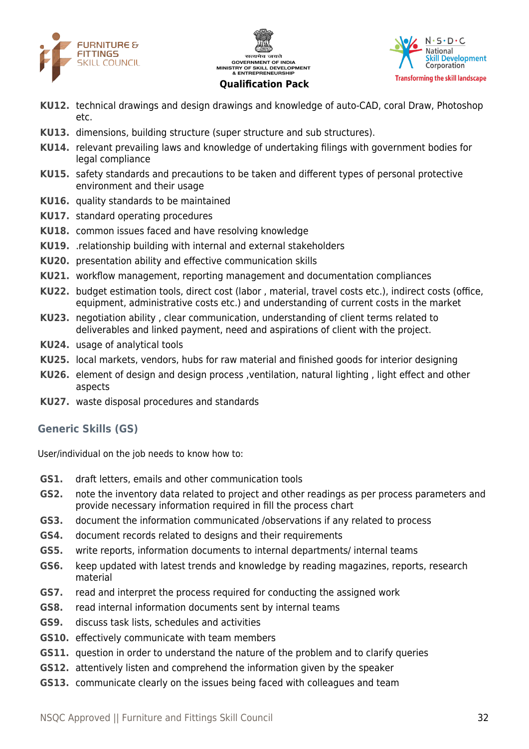**KU12.** technical drawings and design drawings and knowledge of auto-CAD, coral Draw, Photoshop etc.

**KU13.** dimensions, building structure (super structure and sub structures).

**KU14.** relevant prevailing laws and knowledge of undertaking filings with government bodies for legal compliance

**KU15.** safety standards and precautions to be taken and different types of personal protective environment and their usage

**KU16.** quality standards to be maintained

**KU17.** standard operating procedures

**KU18.** common issues faced and have resolving knowledge

**KU19.** .relationship building with internal and external stakeholders

**KU20.** presentation ability and effective communication skills

**KU21.** workflow management, reporting management and documentation compliances

**KU22.** budget estimation tools, direct cost (labor , material, travel costs etc.), indirect costs (office, equipment, administrative costs etc.) and understanding of current costs in the market

**KU23.** negotiation ability , clear communication, understanding of client terms related to deliverables and linked payment, need and aspirations of client with the project.

**KU24.** usage of analytical tools

**KU25.** local markets, vendors, hubs for raw material and finished goods for interior designing

**KU26.** element of design and design process ,ventilation, natural lighting , light effect and other aspects

**KU27.** waste disposal procedures and standards

## Generic Skills (GS)

User/individual on the job needs to know how to:

**GS1.** draft letters, emails and other communication tools

**GS2.** note the inventory data related to project and other readings as per process parameters and provide necessary information required in fill the process chart

**GS3.** document the information communicated /observations if any related to process

**GS4.** document records related to designs and their requirements

**GS5.** write reports, information documents to internal departments/ internal teams

**GS6.** keep updated with latest trends and knowledge by reading magazines, reports, research material

**GS7.** read and interpret the process required for conducting the assigned work

**GS8.** read internal information documents sent by internal teams

**GS9.** discuss task lists, schedules and activities

**GS10.** effectively communicate with team members

**GS11.** question in order to understand the nature of the problem and to clarify queries

**GS12.** attentively listen and comprehend the information given by the speaker

**GS13.** communicate clearly on the issues being faced with colleagues and team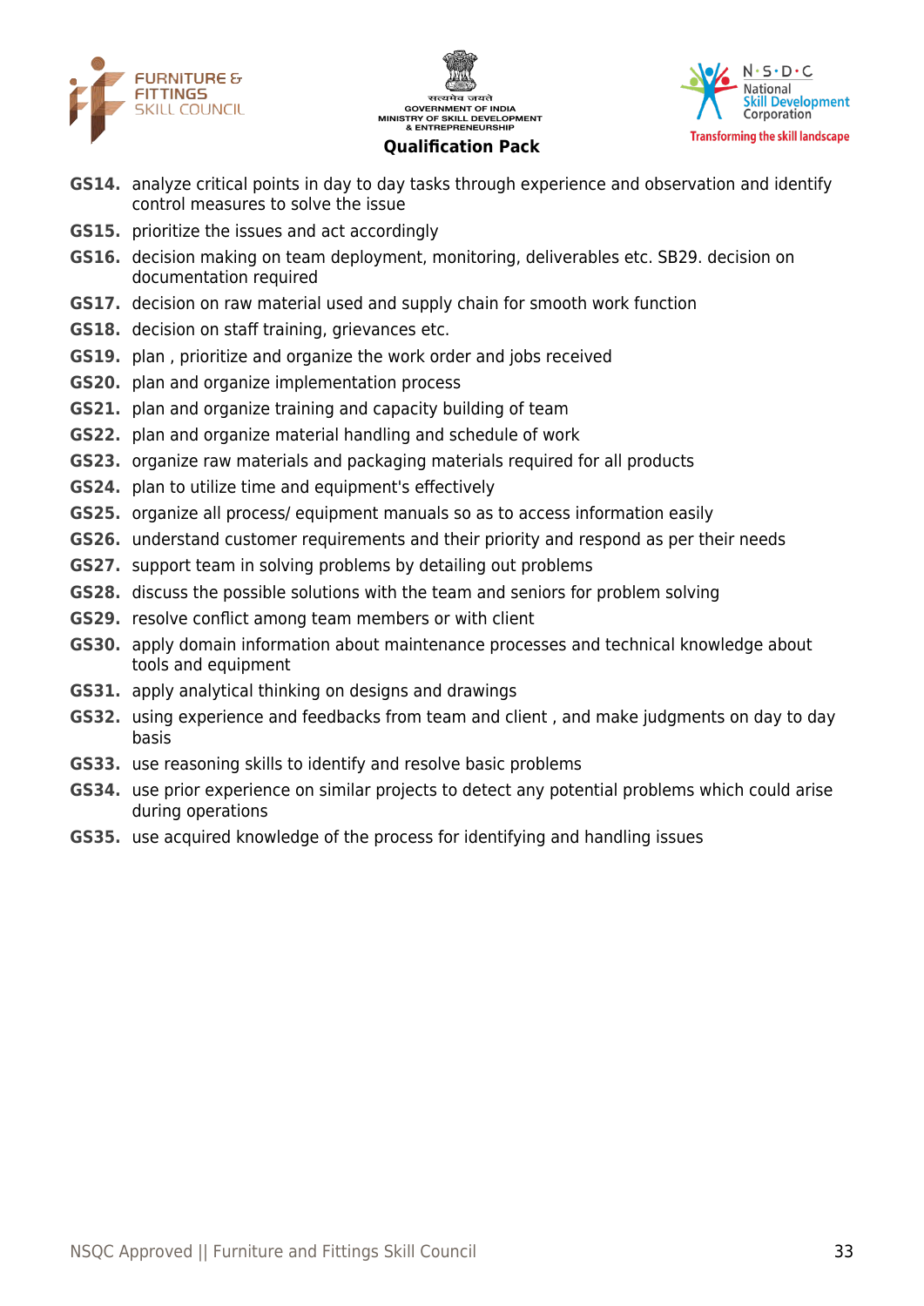**GS14.** analyze critical points in day to day tasks through experience and observation and identify control measures to solve the issue

**GS15.** prioritize the issues and act accordingly

**GS16.** decision making on team deployment, monitoring, deliverables etc. SB29. decision on documentation required

**GS17.** decision on raw material used and supply chain for smooth work function

**GS18.** decision on staff training, grievances etc.

**GS19.** plan , prioritize and organize the work order and jobs received

**GS20.** plan and organize implementation process

**GS21.** plan and organize training and capacity building of team

**GS22.** plan and organize material handling and schedule of work

**GS23.** organize raw materials and packaging materials required for all products

**GS24.** plan to utilize time and equipment's effectively

**GS25.** organize all process/ equipment manuals so as to access information easily

**GS26.** understand customer requirements and their priority and respond as per their needs

**GS27.** support team in solving problems by detailing out problems

**GS28.** discuss the possible solutions with the team and seniors for problem solving

**GS29.** resolve conflict among team members or with client

**GS30.** apply domain information about maintenance processes and technical knowledge about tools and equipment

**GS31.** apply analytical thinking on designs and drawings

**GS32.** using experience and feedbacks from team and client , and make judgments on day to day basis

**GS33.** use reasoning skills to identify and resolve basic problems

**GS34.** use prior experience on similar projects to detect any potential problems which could arise during operations

**GS35.** use acquired knowledge of the process for identifying and handling issues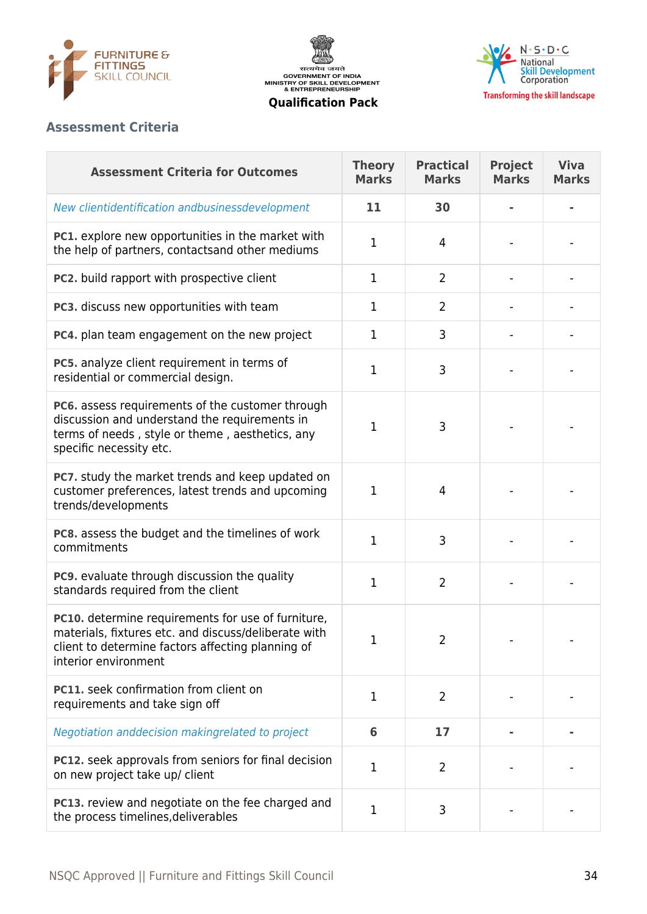## Assessment Criteria

| Assessment Criteria for Outcomes | Theory Marks | Practical Marks | Project Marks | Viva Marks |
|---|---|---|---|---|
| *New clientidentification andbusinessdevelopment* | **11** | **30** | **-** | **-** |
| **PC1.** explore new opportunities in the market with the help of partners, contactsand other mediums | 1 | 4 | - | - |
| **PC2.** build rapport with prospective client | 1 | 2 | - | - |
| **PC3.** discuss new opportunities with team | 1 | 2 | - | - |
| **PC4.** plan team engagement on the new project | 1 | 3 | - | - |
| **PC5.** analyze client requirement in terms of residential or commercial design. | 1 | 3 | - | - |
| **PC6.** assess requirements of the customer through discussion and understand the requirements in terms of needs , style or theme , aesthetics, any specific necessity etc. | 1 | 3 | - | - |
| **PC7.** study the market trends and keep updated on customer preferences, latest trends and upcoming trends/developments | 1 | 4 | - | - |
| **PC8.** assess the budget and the timelines of work commitments | 1 | 3 | - | - |
| **PC9.** evaluate through discussion the quality standards required from the client | 1 | 2 | - | - |
| **PC10.** determine requirements for use of furniture, materials, fixtures etc. and discuss/deliberate with client to determine factors affecting planning of interior environment | 1 | 2 | - | - |
| **PC11.** seek confirmation from client on requirements and take sign off | 1 | 2 | - | - |
| *Negotiation anddecision makingrelated to project* | **6** | **17** | **-** | **-** |
| **PC12.** seek approvals from seniors for final decision on new project take up/ client | 1 | 2 | - | - |
| **PC13.** review and negotiate on the fee charged and the process timelines,deliverables | 1 | 3 | - | - |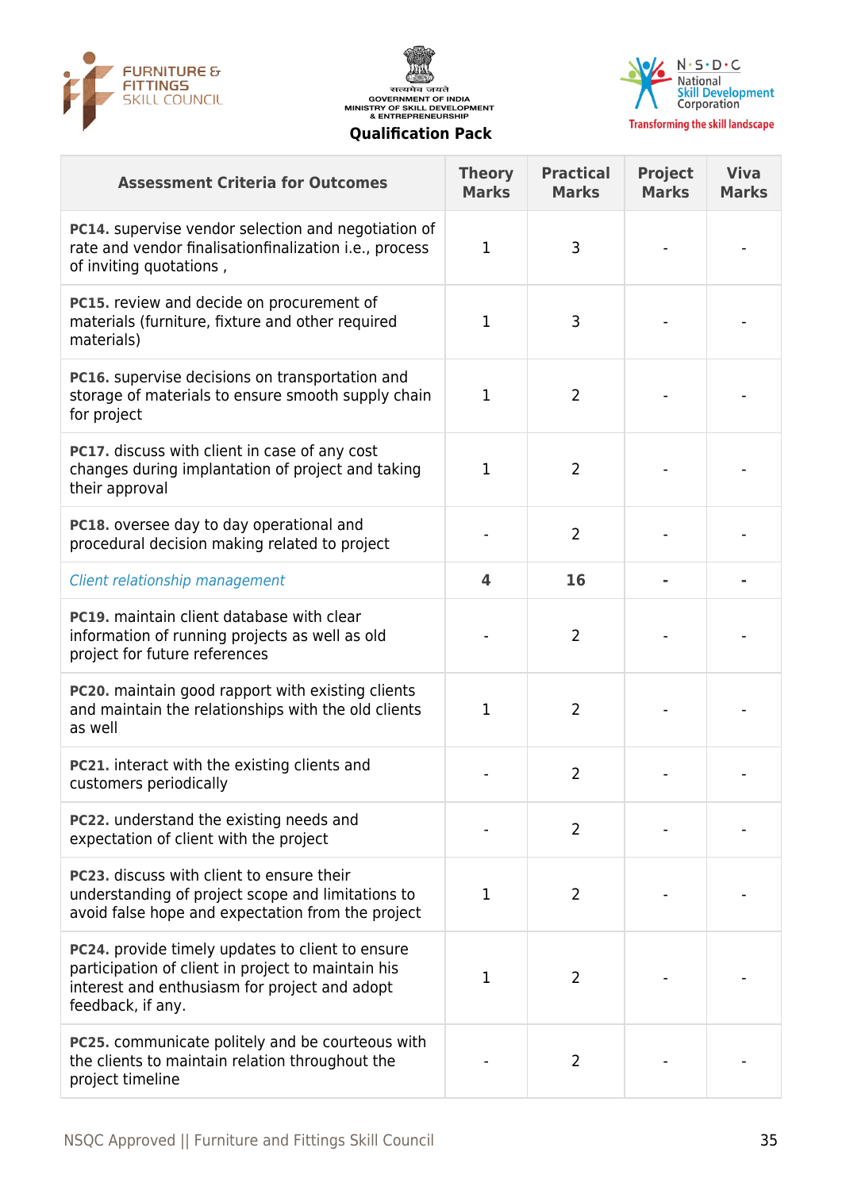| Assessment Criteria for Outcomes | Theory Marks | Practical Marks | Project Marks | Viva Marks |
|---|---|---|---|---|
| **PC14.** supervise vendor selection and negotiation of rate and vendor finalisationfinalization i.e., process of inviting quotations , | 1 | 3 | - | - |
| **PC15.** review and decide on procurement of materials (furniture, fixture and other required materials) | 1 | 3 | - | - |
| **PC16.** supervise decisions on transportation and storage of materials to ensure smooth supply chain for project | 1 | 2 | - | - |
| **PC17.** discuss with client in case of any cost changes during implantation of project and taking their approval | 1 | 2 | - | - |
| **PC18.** oversee day to day operational and procedural decision making related to project | - | 2 | - | - |
| *Client relationship management* | **4** | **16** | **-** | **-** |
| **PC19.** maintain client database with clear information of running projects as well as old project for future references | - | 2 | - | - |
| **PC20.** maintain good rapport with existing clients and maintain the relationships with the old clients as well | 1 | 2 | - | - |
| **PC21.** interact with the existing clients and customers periodically | - | 2 | - | - |
| **PC22.** understand the existing needs and expectation of client with the project | - | 2 | - | - |
| **PC23.** discuss with client to ensure their understanding of project scope and limitations to avoid false hope and expectation from the project | 1 | 2 | - | - |
| **PC24.** provide timely updates to client to ensure participation of client in project to maintain his interest and enthusiasm for project and adopt feedback, if any. | 1 | 2 | - | - |
| **PC25.** communicate politely and be courteous with the clients to maintain relation throughout the project timeline | - | 2 | - | - |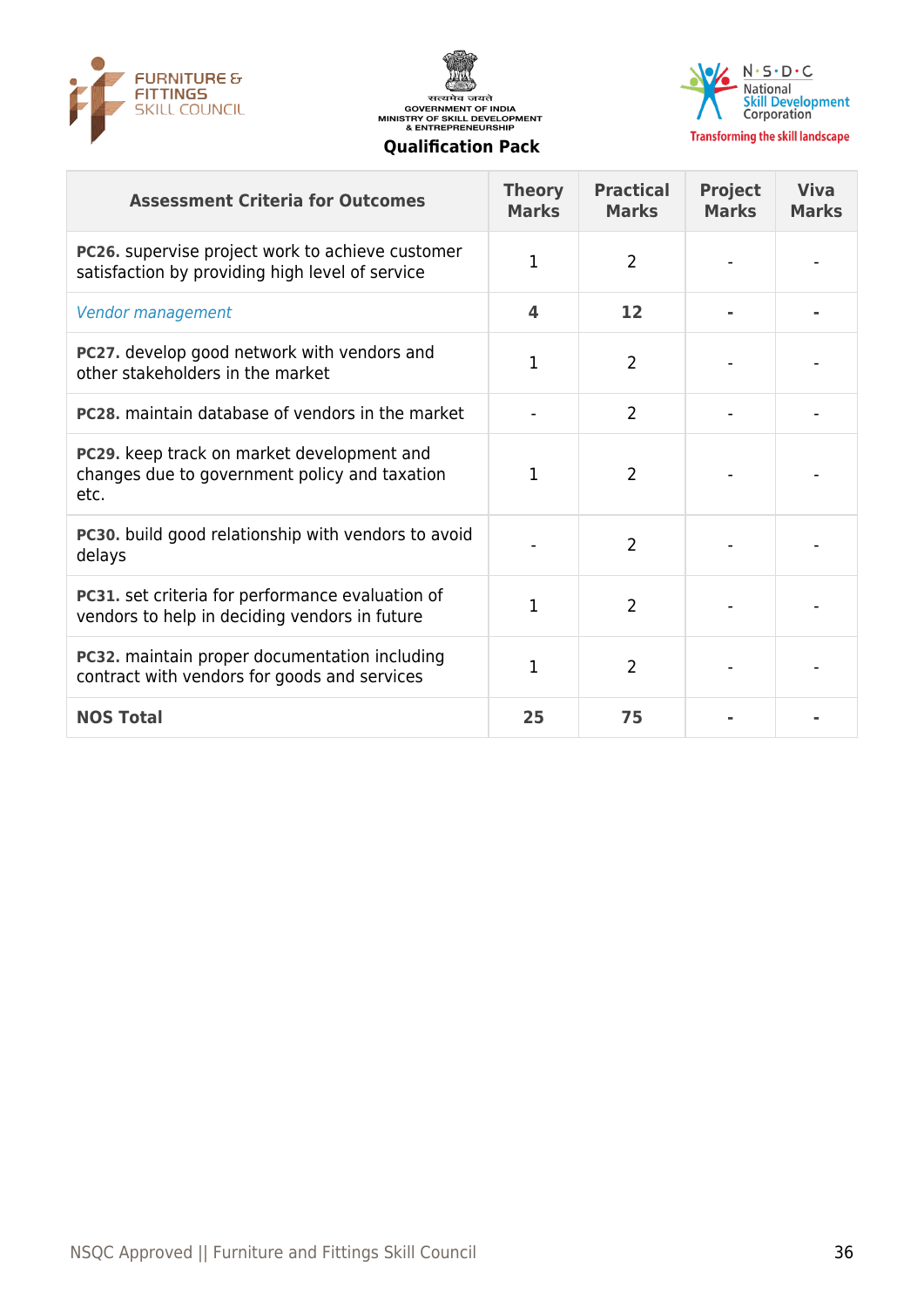| Assessment Criteria for Outcomes | Theory Marks | Practical Marks | Project Marks | Viva Marks |
|---|---|---|---|---|
| **PC26.** supervise project work to achieve customer satisfaction by providing high level of service | 1 | 2 | - | - |
| *Vendor management* | **4** | **12** | **-** | **-** |
| **PC27.** develop good network with vendors and other stakeholders in the market | 1 | 2 | - | - |
| **PC28.** maintain database of vendors in the market | - | 2 | - | - |
| **PC29.** keep track on market development and changes due to government policy and taxation etc. | 1 | 2 | - | - |
| **PC30.** build good relationship with vendors to avoid delays | - | 2 | - | - |
| **PC31.** set criteria for performance evaluation of vendors to help in deciding vendors in future | 1 | 2 | - | - |
| **PC32.** maintain proper documentation including contract with vendors for goods and services | 1 | 2 | - | - |
| **NOS Total** | **25** | **75** | **-** | **-** |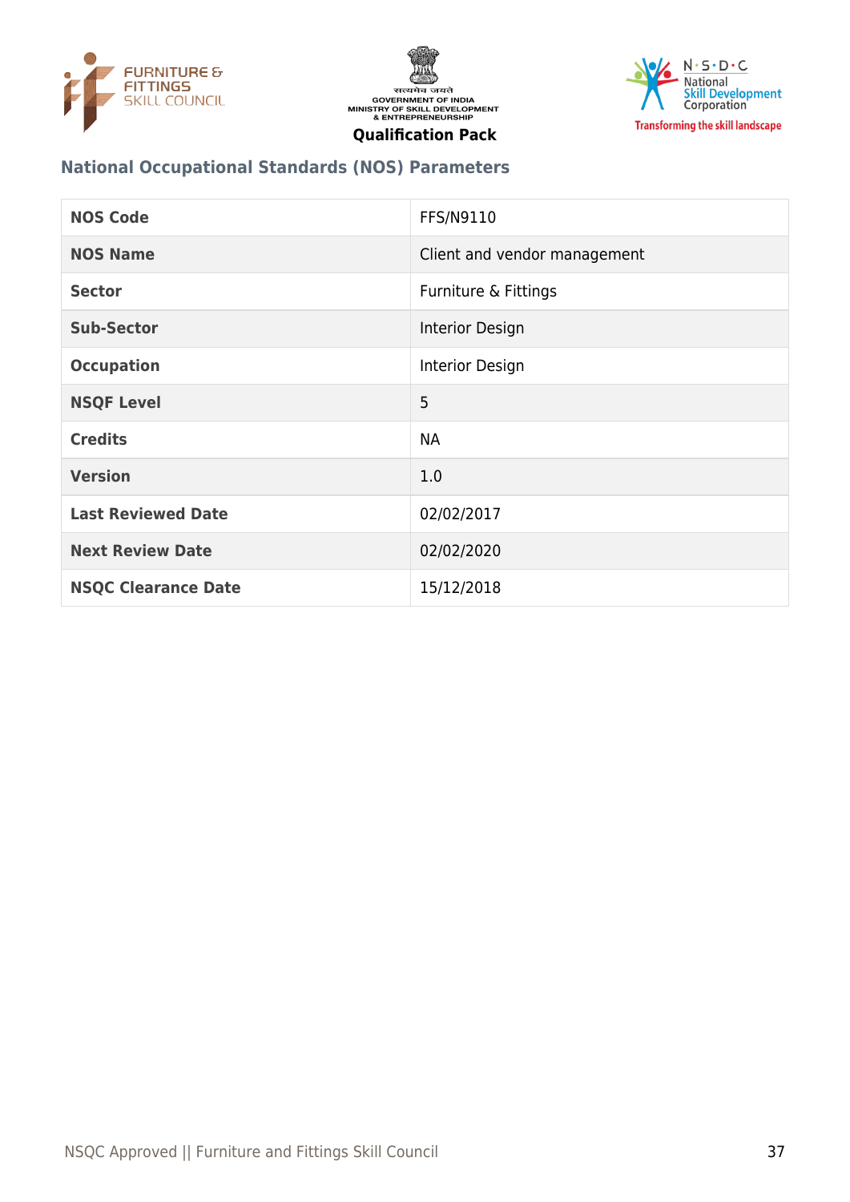## National Occupational Standards (NOS) Parameters

| | |
|---|---|
| **NOS Code** | FFS/N9110 |
| **NOS Name** | Client and vendor management |
| **Sector** | Furniture & Fittings |
| **Sub-Sector** | Interior Design |
| **Occupation** | Interior Design |
| **NSQF Level** | 5 |
| **Credits** | NA |
| **Version** | 1.0 |
| **Last Reviewed Date** | 02/02/2017 |
| **Next Review Date** | 02/02/2020 |
| **NSQC Clearance Date** | 15/12/2018 |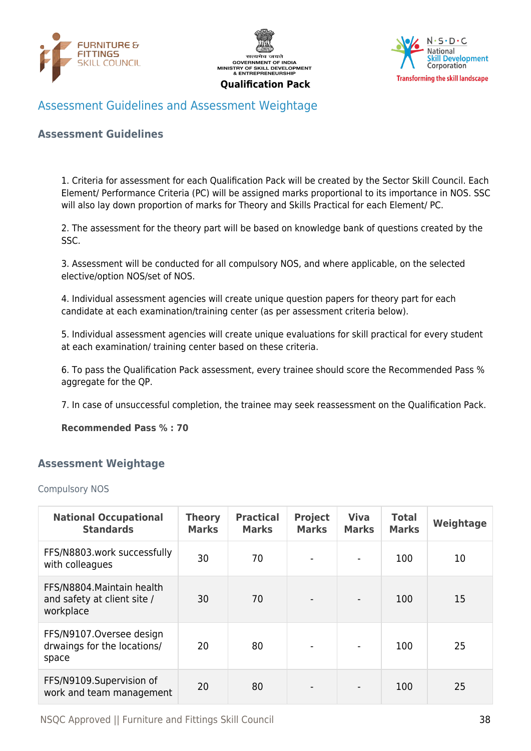## Assessment Guidelines and Assessment Weightage

### Assessment Guidelines

1. Criteria for assessment for each Qualification Pack will be created by the Sector Skill Council. Each Element/ Performance Criteria (PC) will be assigned marks proportional to its importance in NOS. SSC will also lay down proportion of marks for Theory and Skills Practical for each Element/ PC.

2. The assessment for the theory part will be based on knowledge bank of questions created by the SSC.

3. Assessment will be conducted for all compulsory NOS, and where applicable, on the selected elective/option NOS/set of NOS.

4. Individual assessment agencies will create unique question papers for theory part for each candidate at each examination/training center (as per assessment criteria below).

5. Individual assessment agencies will create unique evaluations for skill practical for every student at each examination/ training center based on these criteria.

6. To pass the Qualification Pack assessment, every trainee should score the Recommended Pass % aggregate for the QP.

7. In case of unsuccessful completion, the trainee may seek reassessment on the Qualification Pack.

**Recommended Pass % : 70**

### Assessment Weightage

Compulsory NOS

| National Occupational Standards | Theory Marks | Practical Marks | Project Marks | Viva Marks | Total Marks | Weightage |
|---|---|---|---|---|---|---|
| FFS/N8803.work successfully with colleagues | 30 | 70 | - | - | 100 | 10 |
| FFS/N8804.Maintain health and safety at client site / workplace | 30 | 70 | - | - | 100 | 15 |
| FFS/N9107.Oversee design drwaings for the locations/ space | 20 | 80 | - | - | 100 | 25 |
| FFS/N9109.Supervision of work and team management | 20 | 80 | - | - | 100 | 25 |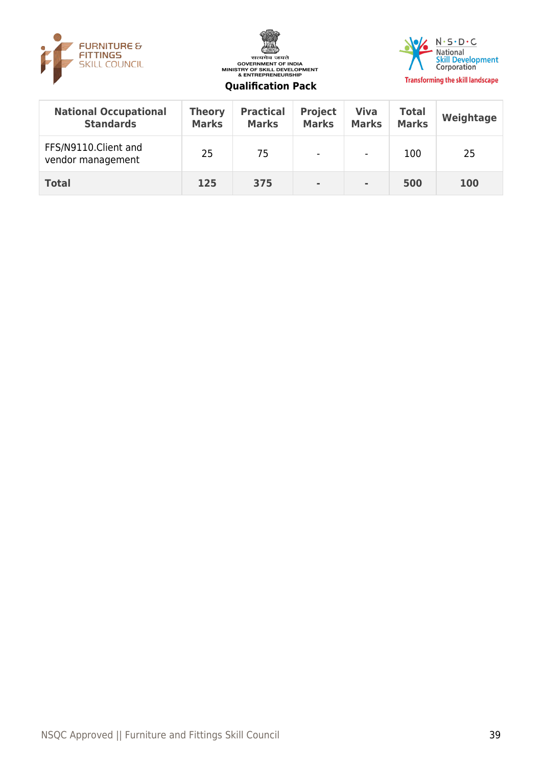| National Occupational Standards | Theory Marks | Practical Marks | Project Marks | Viva Marks | Total Marks | Weightage |
|---|---|---|---|---|---|---|
| FFS/N9110.Client and vendor management | 25 | 75 | - | - | 100 | 25 |
| **Total** | **125** | **375** | **-** | **-** | **500** | **100** |